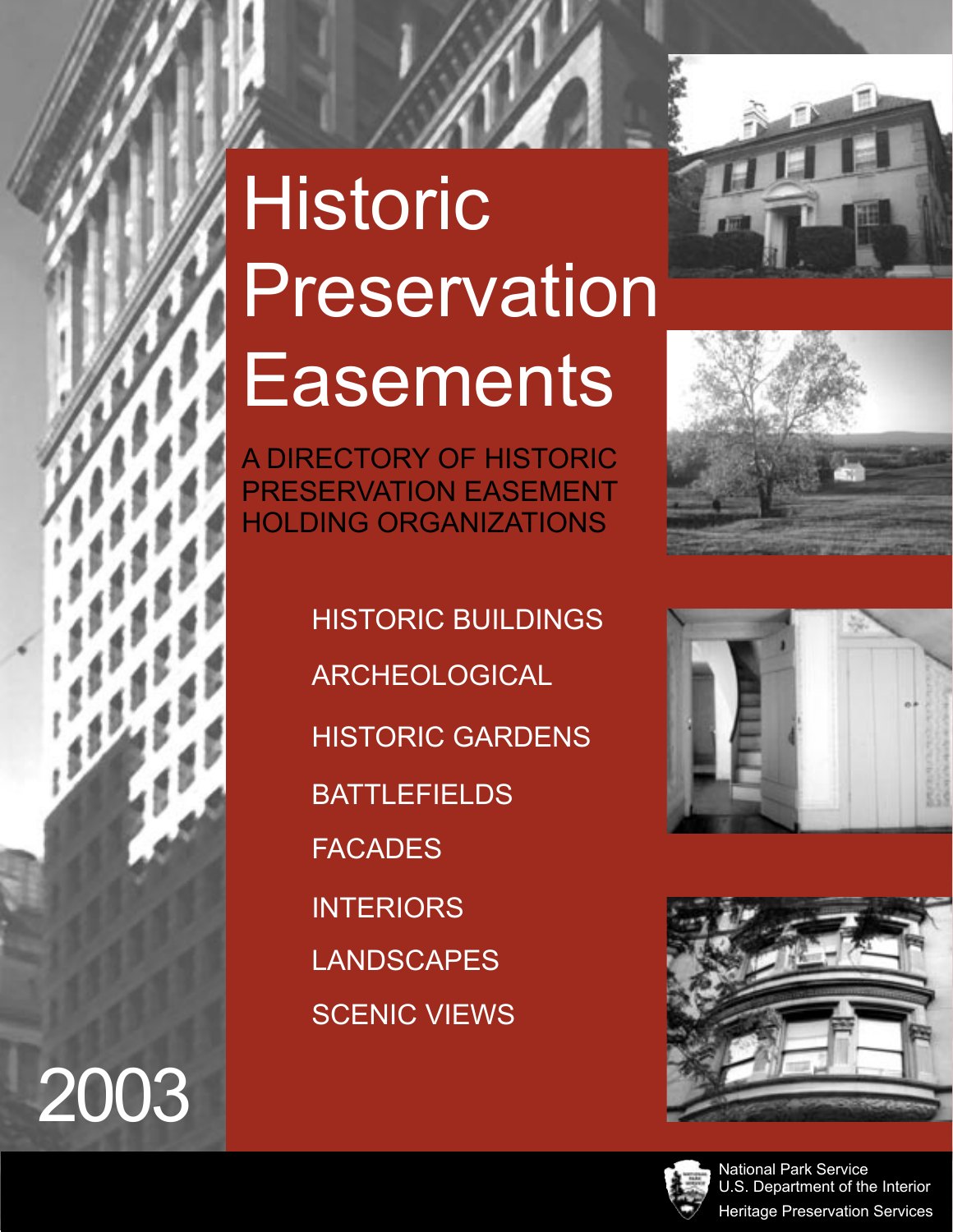# Historic Preservation Easements

A DIRECTORY OF HISTORIC PRESERVATION EASEMENT HOLDING ORGANIZATIONS

- HISTORIC BUILDINGS
- ARCHEOLOGICAL
- HISTORIC GARDENS
- BATTLEFIELDS
- FACADES
- INTERIORS
- LANDSCAPES
- SCENIC VIEWS

2003

National Park Service
U.S. Department of the Interior
Heritage Preservation Services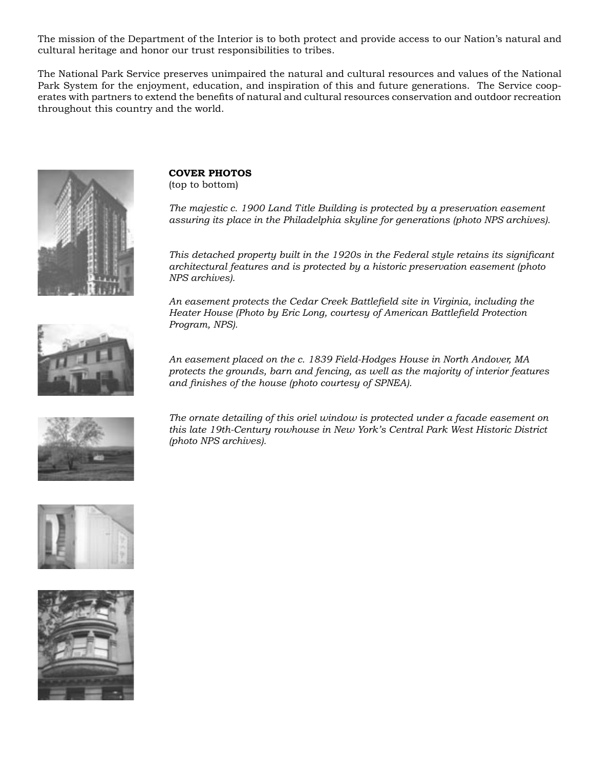The mission of the Department of the Interior is to both protect and provide access to our Nation's natural and cultural heritage and honor our trust responsibilities to tribes.

The National Park Service preserves unimpaired the natural and cultural resources and values of the National Park System for the enjoyment, education, and inspiration of this and future generations. The Service cooperates with partners to extend the benefits of natural and cultural resources conservation and outdoor recreation throughout this country and the world.

**COVER PHOTOS**
(top to bottom)

*The majestic c. 1900 Land Title Building is protected by a preservation easement assuring its place in the Philadelphia skyline for generations (photo NPS archives).*

*This detached property built in the 1920s in the Federal style retains its significant architectural features and is protected by a historic preservation easement (photo NPS archives).*

*An easement protects the Cedar Creek Battlefield site in Virginia, including the Heater House (Photo by Eric Long, courtesy of American Battlefield Protection Program, NPS).*

*An easement placed on the c. 1839 Field-Hodges House in North Andover, MA protects the grounds, barn and fencing, as well as the majority of interior features and finishes of the house (photo courtesy of SPNEA).*

*The ornate detailing of this oriel window is protected under a facade easement on this late 19th-Century rowhouse in New York's Central Park West Historic District (photo NPS archives).*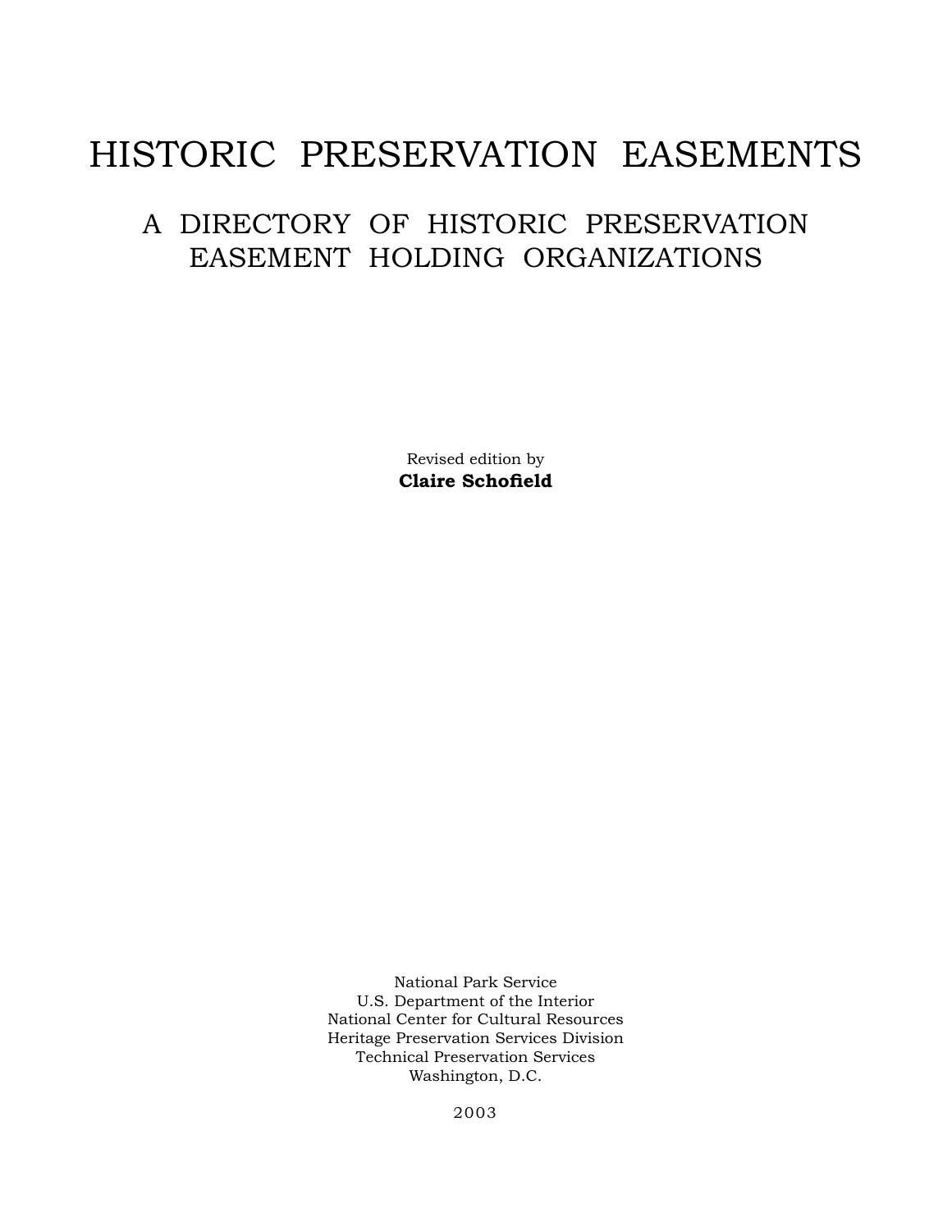# HISTORIC PRESERVATION EASEMENTS

## A DIRECTORY OF HISTORIC PRESERVATION EASEMENT HOLDING ORGANIZATIONS

Revised edition by
**Claire Schofield**

National Park Service
U.S. Department of the Interior
National Center for Cultural Resources
Heritage Preservation Services Division
Technical Preservation Services
Washington, D.C.

2003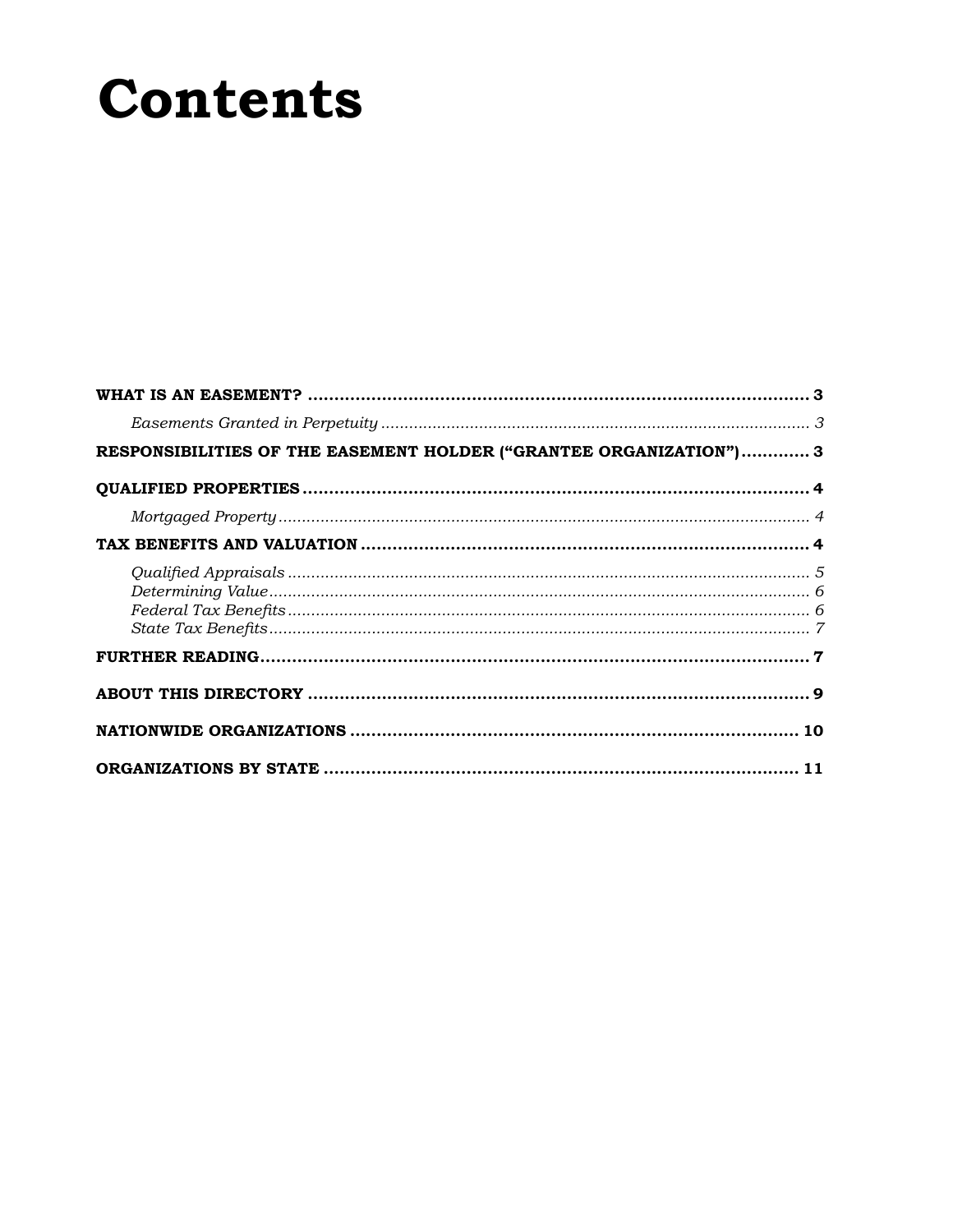# Contents

**WHAT IS AN EASEMENT?** .............................................................................................. **3**

*Easements Granted in Perpetuity* ........................................................................................ *3*

**RESPONSIBILITIES OF THE EASEMENT HOLDER ("GRANTEE ORGANIZATION")** ............ **3**

**QUALIFIED PROPERTIES** ................................................................................................ **4**

*Mortgaged Property* ............................................................................................................ *4*

**TAX BENEFITS AND VALUATION** .................................................................................... **4**

*Qualified Appraisals* ............................................................................................................ *5*
*Determining Value* ................................................................................................................ *6*
*Federal Tax Benefits* ............................................................................................................ *6*
*State Tax Benefits* ................................................................................................................ *7*

**FURTHER READING** ......................................................................................................... **7**

**ABOUT THIS DIRECTORY** ............................................................................................... **9**

**NATIONWIDE ORGANIZATIONS** ..................................................................................... **10**

**ORGANIZATIONS BY STATE** .......................................................................................... **11**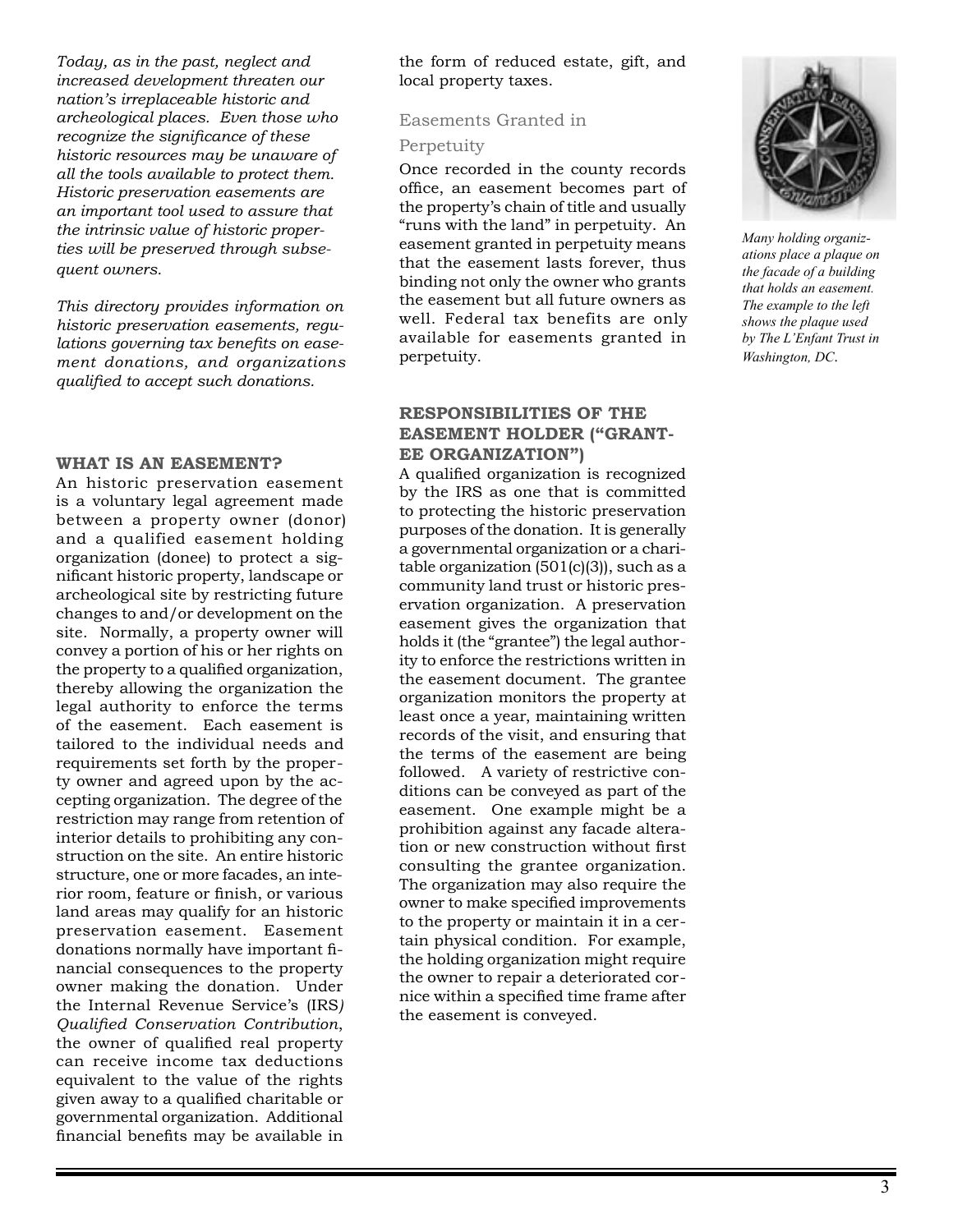*Today, as in the past, neglect and increased development threaten our nation's irreplaceable historic and archeological places. Even those who recognize the significance of these historic resources may be unaware of all the tools available to protect them. Historic preservation easements are an important tool used to assure that the intrinsic value of historic properties will be preserved through subsequent owners.*

*This directory provides information on historic preservation easements, regulations governing tax benefits on easement donations, and organizations qualified to accept such donations.*

## WHAT IS AN EASEMENT?

An historic preservation easement is a voluntary legal agreement made between a property owner (donor) and a qualified easement holding organization (donee) to protect a significant historic property, landscape or archeological site by restricting future changes to and/or development on the site. Normally, a property owner will convey a portion of his or her rights on the property to a qualified organization, thereby allowing the organization the legal authority to enforce the terms of the easement. Each easement is tailored to the individual needs and requirements set forth by the property owner and agreed upon by the accepting organization. The degree of the restriction may range from retention of interior details to prohibiting any construction on the site. An entire historic structure, one or more facades, an interior room, feature or finish, or various land areas may qualify for an historic preservation easement. Easement donations normally have important financial consequences to the property owner making the donation. Under the Internal Revenue Service's (IRS*) Qualified Conservation Contribution*, the owner of qualified real property can receive income tax deductions equivalent to the value of the rights given away to a qualified charitable or governmental organization. Additional financial benefits may be available in the form of reduced estate, gift, and local property taxes.

### Easements Granted in Perpetuity

Once recorded in the county records office, an easement becomes part of the property's chain of title and usually "runs with the land" in perpetuity. An easement granted in perpetuity means that the easement lasts forever, thus binding not only the owner who grants the easement but all future owners as well. Federal tax benefits are only available for easements granted in perpetuity.

## RESPONSIBILITIES OF THE EASEMENT HOLDER ("GRANTEE ORGANIZATION")

A qualified organization is recognized by the IRS as one that is committed to protecting the historic preservation purposes of the donation. It is generally a governmental organization or a charitable organization (501(c)(3)), such as a community land trust or historic preservation organization. A preservation easement gives the organization that holds it (the "grantee") the legal authority to enforce the restrictions written in the easement document. The grantee organization monitors the property at least once a year, maintaining written records of the visit, and ensuring that the terms of the easement are being followed. A variety of restrictive conditions can be conveyed as part of the easement. One example might be a prohibition against any facade alteration or new construction without first consulting the grantee organization. The organization may also require the owner to make specified improvements to the property or maintain it in a certain physical condition. For example, the holding organization might require the owner to repair a deteriorated cornice within a specified time frame after the easement is conveyed.

*Many holding organizations place a plaque on the facade of a building that holds an easement. The example to the left shows the plaque used by The L'Enfant Trust in Washington, DC.*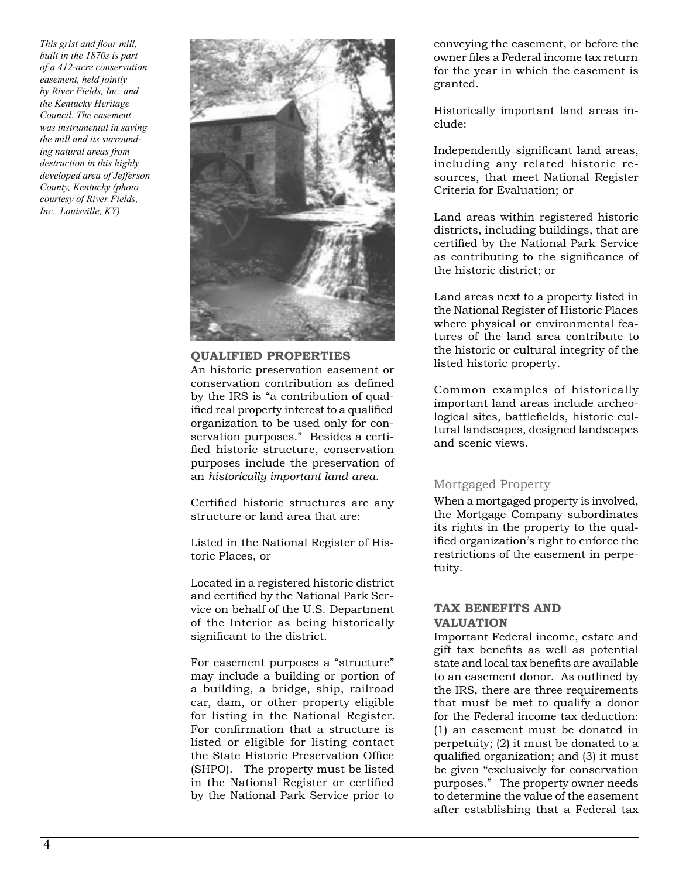*This grist and flour mill, built in the 1870s is part of a 412-acre conservation easement, held jointly by River Fields, Inc. and the Kentucky Heritage Council. The easement was instrumental in saving the mill and its surrounding natural areas from destruction in this highly developed area of Jefferson County, Kentucky (photo courtesy of River Fields, Inc., Louisville, KY).*

## QUALIFIED PROPERTIES

An historic preservation easement or conservation contribution as defined by the IRS is "a contribution of qualified real property interest to a qualified organization to be used only for conservation purposes." Besides a certified historic structure, conservation purposes include the preservation of an *historically important land area*.

Certified historic structures are any structure or land area that are:

Listed in the National Register of Historic Places, or

Located in a registered historic district and certified by the National Park Service on behalf of the U.S. Department of the Interior as being historically significant to the district.

For easement purposes a "structure" may include a building or portion of a building, a bridge, ship, railroad car, dam, or other property eligible for listing in the National Register. For confirmation that a structure is listed or eligible for listing contact the State Historic Preservation Office (SHPO). The property must be listed in the National Register or certified by the National Park Service prior to conveying the easement, or before the owner files a Federal income tax return for the year in which the easement is granted.

Historically important land areas include:

Independently significant land areas, including any related historic resources, that meet National Register Criteria for Evaluation; or

Land areas within registered historic districts, including buildings, that are certified by the National Park Service as contributing to the significance of the historic district; or

Land areas next to a property listed in the National Register of Historic Places where physical or environmental features of the land area contribute to the historic or cultural integrity of the listed historic property.

Common examples of historically important land areas include archeological sites, battlefields, historic cultural landscapes, designed landscapes and scenic views.

### Mortgaged Property

When a mortgaged property is involved, the Mortgage Company subordinates its rights in the property to the qualified organization's right to enforce the restrictions of the easement in perpetuity.

## TAX BENEFITS AND VALUATION

Important Federal income, estate and gift tax benefits as well as potential state and local tax benefits are available to an easement donor. As outlined by the IRS, there are three requirements that must be met to qualify a donor for the Federal income tax deduction: (1) an easement must be donated in perpetuity; (2) it must be donated to a qualified organization; and (3) it must be given "exclusively for conservation purposes." The property owner needs to determine the value of the easement after establishing that a Federal tax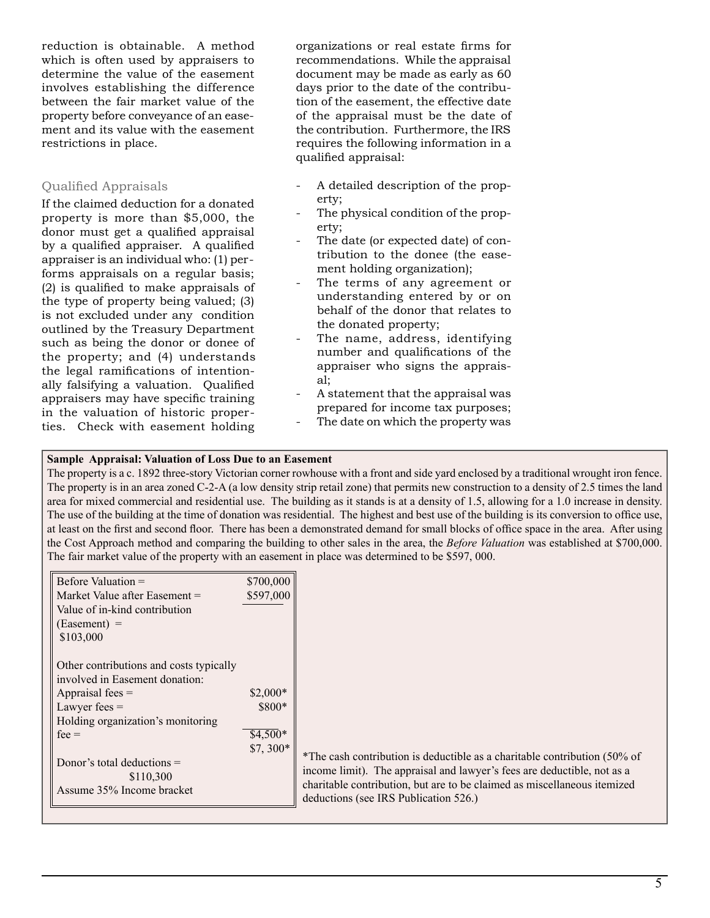reduction is obtainable. A method which is often used by appraisers to determine the value of the easement involves establishing the difference between the fair market value of the property before conveyance of an easement and its value with the easement restrictions in place.

### Qualified Appraisals

If the claimed deduction for a donated property is more than $5,000, the donor must get a qualified appraisal by a qualified appraiser. A qualified appraiser is an individual who: (1) performs appraisals on a regular basis; (2) is qualified to make appraisals of the type of property being valued; (3) is not excluded under any condition outlined by the Treasury Department such as being the donor or donee of the property; and (4) understands the legal ramifications of intentionally falsifying a valuation. Qualified appraisers may have specific training in the valuation of historic properties. Check with easement holding organizations or real estate firms for recommendations. While the appraisal document may be made as early as 60 days prior to the date of the contribution of the easement, the effective date of the appraisal must be the date of the contribution. Furthermore, the IRS requires the following information in a qualified appraisal:

- A detailed description of the property;
- The physical condition of the property;
- The date (or expected date) of contribution to the donee (the easement holding organization);
- The terms of any agreement or understanding entered by or on behalf of the donor that relates to the donated property;
- The name, address, identifying number and qualifications of the appraiser who signs the appraisal;
- A statement that the appraisal was prepared for income tax purposes;
- The date on which the property was

**Sample Appraisal: Valuation of Loss Due to an Easement**

The property is a c. 1892 three-story Victorian corner rowhouse with a front and side yard enclosed by a traditional wrought iron fence. The property is in an area zoned C-2-A (a low density strip retail zone) that permits new construction to a density of 2.5 times the land area for mixed commercial and residential use. The building as it stands is at a density of 1.5, allowing for a 1.0 increase in density. The use of the building at the time of donation was residential. The highest and best use of the building is its conversion to office use, at least on the first and second floor. There has been a demonstrated demand for small blocks of office space in the area. After using the Cost Approach method and comparing the building to other sales in the area, the *Before Valuation* was established at $700,000. The fair market value of the property with an easement in place was determined to be $597, 000.

| | |
|---|---|
| Before Valuation = | $700,000 |
| Market Value after Easement = | $597,000 |
| Value of in-kind contribution (Easement) = $103,000 | |
| Other contributions and costs typically involved in Easement donation: | |
| Appraisal fees = | $2,000* |
| Lawyer fees = | $800* |
| Holding organization's monitoring fee = | $4,500* |
| | $7, 300* |
| Donor's total deductions = $110,300 | |
| Assume 35% Income bracket | |

*The cash contribution is deductible as a charitable contribution (50% of income limit). The appraisal and lawyer's fees are deductible, not as a charitable contribution, but are to be claimed as miscellaneous itemized deductions (see IRS Publication 526.)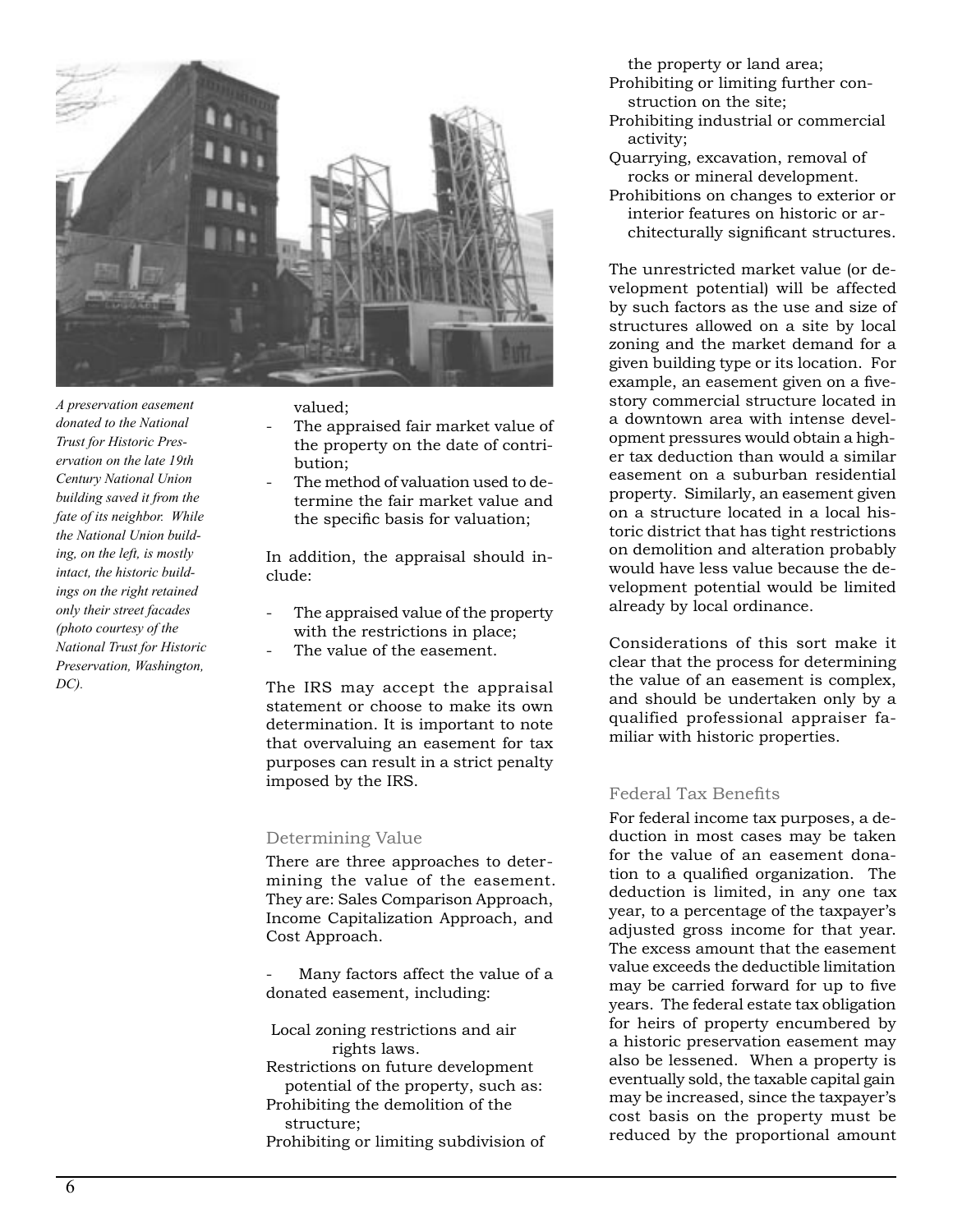*A preservation easement donated to the National Trust for Historic Preservation on the late 19th Century National Union building saved it from the fate of its neighbor. While the National Union building, on the left, is mostly intact, the historic buildings on the right retained only their street facades (photo courtesy of the National Trust for Historic Preservation, Washington, DC).*

valued;

- The appraised fair market value of the property on the date of contribution;
- The method of valuation used to determine the fair market value and the specific basis for valuation;

In addition, the appraisal should include:

- The appraised value of the property with the restrictions in place;
- The value of the easement.

The IRS may accept the appraisal statement or choose to make its own determination. It is important to note that overvaluing an easement for tax purposes can result in a strict penalty imposed by the IRS.

## Determining Value

There are three approaches to determining the value of the easement. They are: Sales Comparison Approach, Income Capitalization Approach, and Cost Approach.

- Many factors affect the value of a donated easement, including:

Local zoning restrictions and air rights laws.
Restrictions on future development potential of the property, such as:
Prohibiting the demolition of the structure;
Prohibiting or limiting subdivision of the property or land area;
Prohibiting or limiting further construction on the site;
Prohibiting industrial or commercial activity;
Quarrying, excavation, removal of rocks or mineral development.
Prohibitions on changes to exterior or interior features on historic or architecturally significant structures.

The unrestricted market value (or development potential) will be affected by such factors as the use and size of structures allowed on a site by local zoning and the market demand for a given building type or its location. For example, an easement given on a five-story commercial structure located in a downtown area with intense development pressures would obtain a higher tax deduction than would a similar easement on a suburban residential property. Similarly, an easement given on a structure located in a local historic district that has tight restrictions on demolition and alteration probably would have less value because the development potential would be limited already by local ordinance.

Considerations of this sort make it clear that the process for determining the value of an easement is complex, and should be undertaken only by a qualified professional appraiser familiar with historic properties.

## Federal Tax Benefits

For federal income tax purposes, a deduction in most cases may be taken for the value of an easement donation to a qualified organization. The deduction is limited, in any one tax year, to a percentage of the taxpayer's adjusted gross income for that year. The excess amount that the easement value exceeds the deductible limitation may be carried forward for up to five years. The federal estate tax obligation for heirs of property encumbered by a historic preservation easement may also be lessened. When a property is eventually sold, the taxable capital gain may be increased, since the taxpayer's cost basis on the property must be reduced by the proportional amount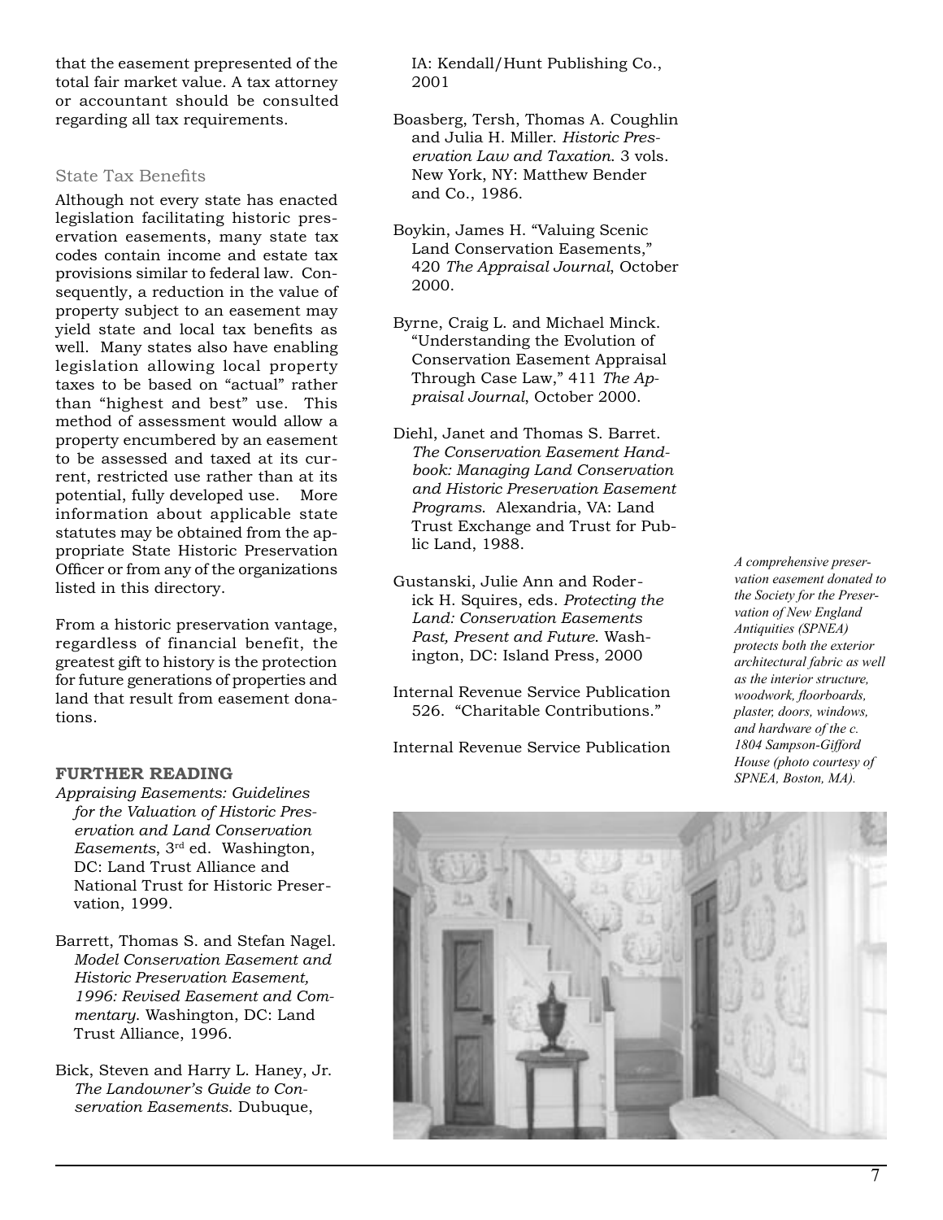that the easement prepresented of the total fair market value. A tax attorney or accountant should be consulted regarding all tax requirements.

### State Tax Benefits

Although not every state has enacted legislation facilitating historic preservation easements, many state tax codes contain income and estate tax provisions similar to federal law. Consequently, a reduction in the value of property subject to an easement may yield state and local tax benefits as well. Many states also have enabling legislation allowing local property taxes to be based on "actual" rather than "highest and best" use. This method of assessment would allow a property encumbered by an easement to be assessed and taxed at its current, restricted use rather than at its potential, fully developed use. More information about applicable state statutes may be obtained from the appropriate State Historic Preservation Officer or from any of the organizations listed in this directory.

From a historic preservation vantage, regardless of financial benefit, the greatest gift to history is the protection for future generations of properties and land that result from easement donations.

## FURTHER READING

*Appraising Easements: Guidelines for the Valuation of Historic Preservation and Land Conservation Easements*, 3rd ed. Washington, DC: Land Trust Alliance and National Trust for Historic Preservation, 1999.

Barrett, Thomas S. and Stefan Nagel. *Model Conservation Easement and Historic Preservation Easement, 1996: Revised Easement and Commentary*. Washington, DC: Land Trust Alliance, 1996.

Bick, Steven and Harry L. Haney, Jr. *The Landowner's Guide to Conservation Easements*. Dubuque, IA: Kendall/Hunt Publishing Co., 2001

Boasberg, Tersh, Thomas A. Coughlin and Julia H. Miller. *Historic Preservation Law and Taxation*. 3 vols. New York, NY: Matthew Bender and Co., 1986.

Boykin, James H. "Valuing Scenic Land Conservation Easements," 420 *The Appraisal Journal*, October 2000.

Byrne, Craig L. and Michael Minck. "Understanding the Evolution of Conservation Easement Appraisal Through Case Law," 411 *The Appraisal Journal*, October 2000.

Diehl, Janet and Thomas S. Barret. *The Conservation Easement Handbook: Managing Land Conservation and Historic Preservation Easement Programs*. Alexandria, VA: Land Trust Exchange and Trust for Public Land, 1988.

Gustanski, Julie Ann and Roderick H. Squires, eds. *Protecting the Land: Conservation Easements Past, Present and Future*. Washington, DC: Island Press, 2000

Internal Revenue Service Publication 526. "Charitable Contributions."

Internal Revenue Service Publication

*A comprehensive preservation easement donated to the Society for the Preservation of New England Antiquities (SPNEA) protects both the exterior architectural fabric as well as the interior structure, woodwork, floorboards, plaster, doors, windows, and hardware of the c. 1804 Sampson-Gifford House (photo courtesy of SPNEA, Boston, MA).*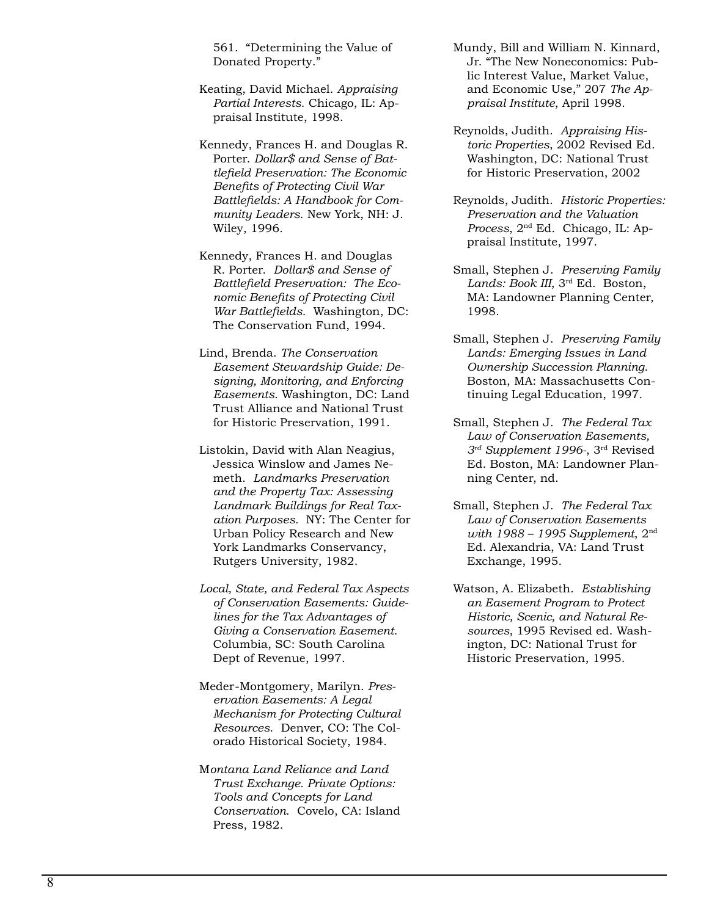561. "Determining the Value of Donated Property."

Keating, David Michael. *Appraising Partial Interests*. Chicago, IL: Appraisal Institute, 1998.

Kennedy, Frances H. and Douglas R. Porter. *Dollar$ and Sense of Battlefield Preservation: The Economic Benefits of Protecting Civil War Battlefields: A Handbook for Community Leaders*. New York, NH: J. Wiley, 1996.

Kennedy, Frances H. and Douglas R. Porter. *Dollar$ and Sense of Battlefield Preservation: The Economic Benefits of Protecting Civil War Battlefields*. Washington, DC: The Conservation Fund, 1994.

Lind, Brenda. *The Conservation Easement Stewardship Guide: Designing, Monitoring, and Enforcing Easements*. Washington, DC: Land Trust Alliance and National Trust for Historic Preservation, 1991.

Listokin, David with Alan Neagius, Jessica Winslow and James Nemeth. *Landmarks Preservation and the Property Tax: Assessing Landmark Buildings for Real Taxation Purposes.* NY: The Center for Urban Policy Research and New York Landmarks Conservancy, Rutgers University, 1982.

*Local, State, and Federal Tax Aspects of Conservation Easements: Guidelines for the Tax Advantages of Giving a Conservation Easement*. Columbia, SC: South Carolina Dept of Revenue, 1997.

Meder-Montgomery, Marilyn. *Preservation Easements: A Legal Mechanism for Protecting Cultural Resources*. Denver, CO: The Colorado Historical Society, 1984.

M*ontana Land Reliance and Land Trust Exchange. Private Options: Tools and Concepts for Land Conservation*. Covelo, CA: Island Press, 1982.

Mundy, Bill and William N. Kinnard, Jr. "The New Noneconomics: Public Interest Value, Market Value, and Economic Use," 207 *The Appraisal Institute*, April 1998.

Reynolds, Judith. *Appraising Historic Properties*, 2002 Revised Ed. Washington, DC: National Trust for Historic Preservation, 2002

Reynolds, Judith. *Historic Properties: Preservation and the Valuation Process*, 2nd Ed. Chicago, IL: Appraisal Institute, 1997.

Small, Stephen J. *Preserving Family Lands: Book III*, 3rd Ed. Boston, MA: Landowner Planning Center, 1998.

Small, Stephen J. *Preserving Family Lands: Emerging Issues in Land Ownership Succession Planning*. Boston, MA: Massachusetts Continuing Legal Education, 1997.

Small, Stephen J. *The Federal Tax Law of Conservation Easements, 3rd Supplement 1996-*, 3rd Revised Ed. Boston, MA: Landowner Planning Center, nd.

Small, Stephen J. *The Federal Tax Law of Conservation Easements with 1988 – 1995 Supplement*, 2nd Ed. Alexandria, VA: Land Trust Exchange, 1995.

Watson, A. Elizabeth. *Establishing an Easement Program to Protect Historic, Scenic, and Natural Resources*, 1995 Revised ed. Washington, DC: National Trust for Historic Preservation, 1995.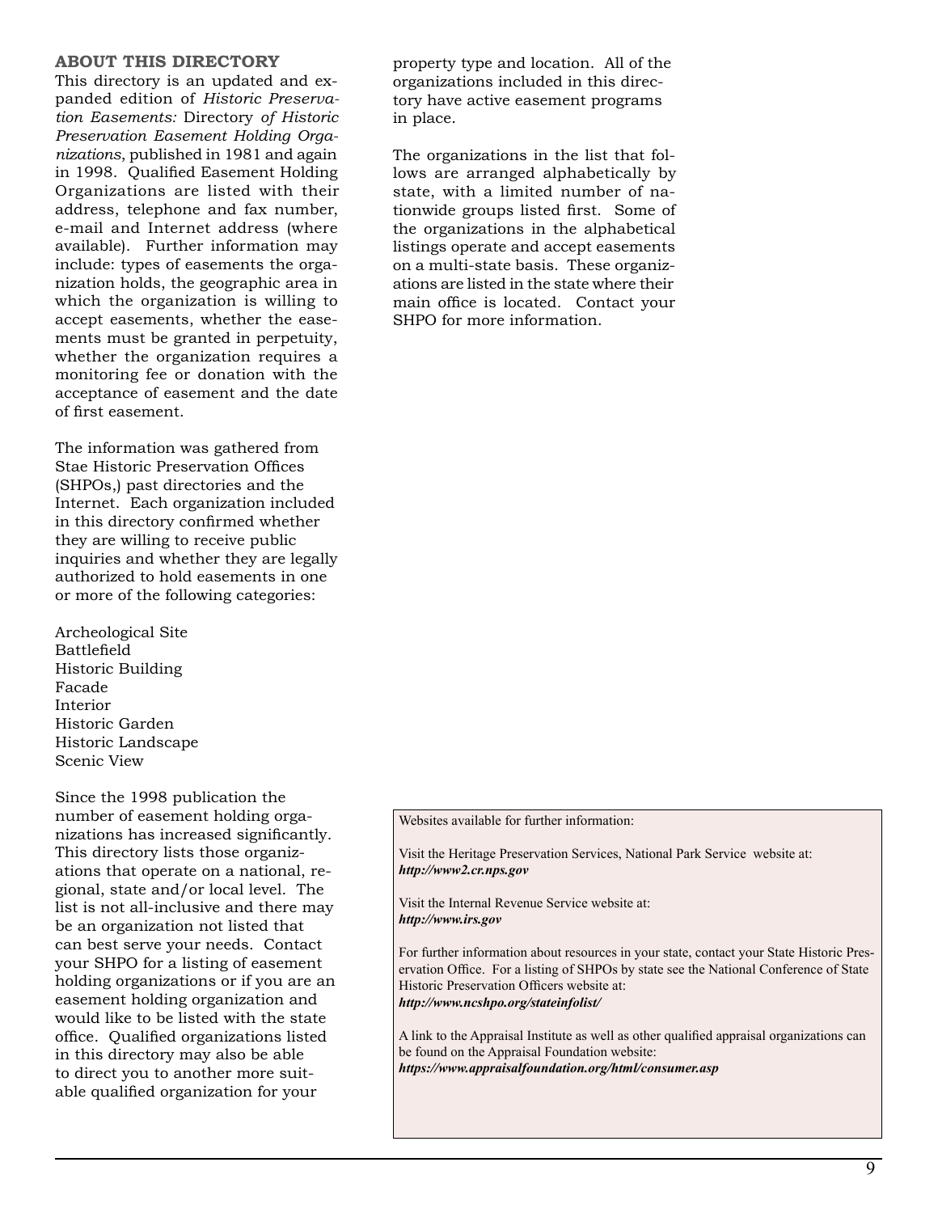## ABOUT THIS DIRECTORY

This directory is an updated and expanded edition of *Historic Preservation Easements:* Directory *of Historic Preservation Easement Holding Organizations*, published in 1981 and again in 1998. Qualified Easement Holding Organizations are listed with their address, telephone and fax number, e-mail and Internet address (where available). Further information may include: types of easements the organization holds, the geographic area in which the organization is willing to accept easements, whether the easements must be granted in perpetuity, whether the organization requires a monitoring fee or donation with the acceptance of easement and the date of first easement.

The information was gathered from Stae Historic Preservation Offices (SHPOs,) past directories and the Internet. Each organization included in this directory confirmed whether they are willing to receive public inquiries and whether they are legally authorized to hold easements in one or more of the following categories:

Archeological Site
Battlefield
Historic Building
Facade
Interior
Historic Garden
Historic Landscape
Scenic View

Since the 1998 publication the number of easement holding organizations has increased significantly. This directory lists those organizations that operate on a national, regional, state and/or local level. The list is not all-inclusive and there may be an organization not listed that can best serve your needs. Contact your SHPO for a listing of easement holding organizations or if you are an easement holding organization and would like to be listed with the state office. Qualified organizations listed in this directory may also be able to direct you to another more suitable qualified organization for your property type and location. All of the organizations included in this directory have active easement programs in place.

The organizations in the list that follows are arranged alphabetically by state, with a limited number of nationwide groups listed first. Some of the organizations in the alphabetical listings operate and accept easements on a multi-state basis. These organizations are listed in the state where their main office is located. Contact your SHPO for more information.

Websites available for further information:

Visit the Heritage Preservation Services, National Park Service website at:
***http://www2.cr.nps.gov***

Visit the Internal Revenue Service website at:
***http://www.irs.gov***

For further information about resources in your state, contact your State Historic Preservation Office. For a listing of SHPOs by state see the National Conference of State Historic Preservation Officers website at:
***http://www.ncshpo.org/stateinfolist/***

A link to the Appraisal Institute as well as other qualified appraisal organizations can be found on the Appraisal Foundation website:
***https://www.appraisalfoundation.org/html/consumer.asp***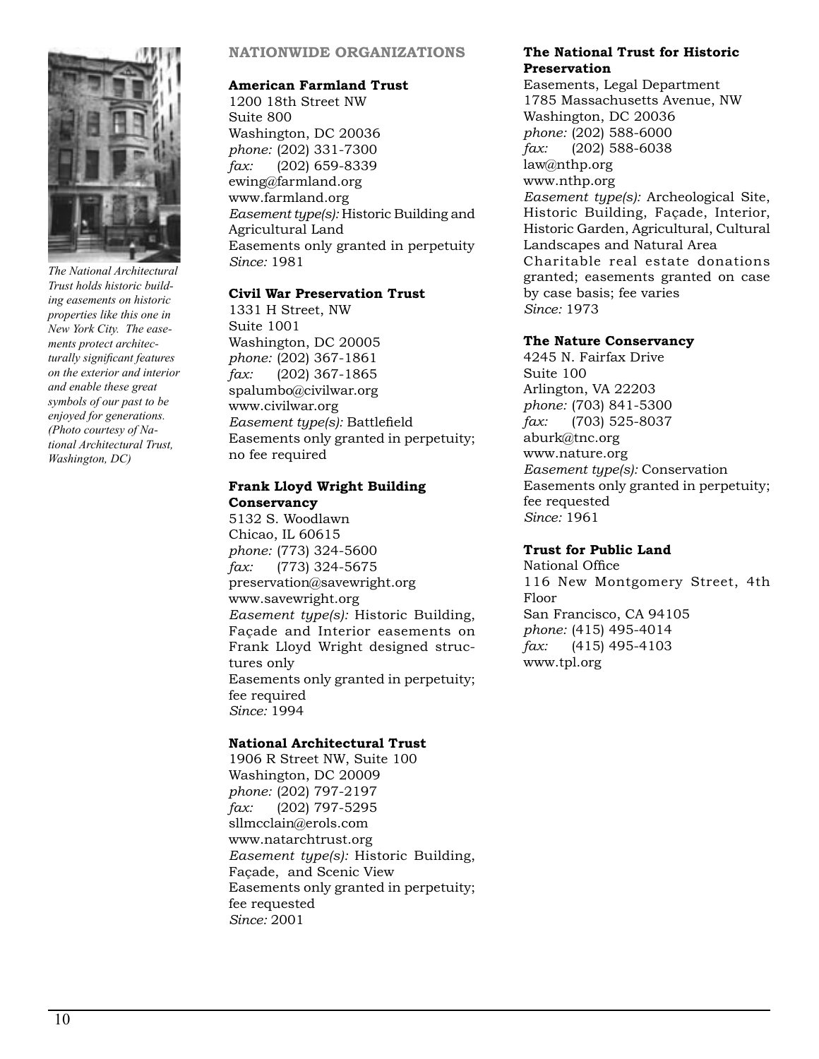*The National Architectural Trust holds historic building easements on historic properties like this one in New York City. The easements protect architecturally significant features on the exterior and interior and enable these great symbols of our past to be enjoyed for generations. (Photo courtesy of National Architectural Trust, Washington, DC)*

## NATIONWIDE ORGANIZATIONS

**American Farmland Trust**
1200 18th Street NW
Suite 800
Washington, DC 20036
*phone:* (202) 331-7300
*fax:* (202) 659-8339
ewing@farmland.org
www.farmland.org
*Easement type(s):* Historic Building and Agricultural Land
Easements only granted in perpetuity
*Since:* 1981

**Civil War Preservation Trust**
1331 H Street, NW
Suite 1001
Washington, DC 20005
*phone:* (202) 367-1861
*fax:* (202) 367-1865
spalumbo@civilwar.org
www.civilwar.org
*Easement type(s):* Battlefield
Easements only granted in perpetuity; no fee required

**Frank Lloyd Wright Building Conservancy**
5132 S. Woodlawn
Chicao, IL 60615
*phone:* (773) 324-5600
*fax:* (773) 324-5675
preservation@savewright.org
www.savewright.org
*Easement type(s):* Historic Building, Façade and Interior easements on Frank Lloyd Wright designed structures only
Easements only granted in perpetuity; fee required
*Since:* 1994

**National Architectural Trust**
1906 R Street NW, Suite 100
Washington, DC 20009
*phone:* (202) 797-2197
*fax:* (202) 797-5295
sllmcclain@erols.com
www.natarchtrust.org
*Easement type(s):* Historic Building, Façade, and Scenic View
Easements only granted in perpetuity; fee requested
*Since:* 2001

**The National Trust for Historic Preservation**
Easements, Legal Department
1785 Massachusetts Avenue, NW
Washington, DC 20036
*phone:* (202) 588-6000
*fax:* (202) 588-6038
law@nthp.org
www.nthp.org
*Easement type(s):* Archeological Site, Historic Building, Façade, Interior, Historic Garden, Agricultural, Cultural Landscapes and Natural Area
Charitable real estate donations granted; easements granted on case by case basis; fee varies
*Since:* 1973

**The Nature Conservancy**
4245 N. Fairfax Drive
Suite 100
Arlington, VA 22203
*phone:* (703) 841-5300
*fax:* (703) 525-8037
aburk@tnc.org
www.nature.org
*Easement type(s):* Conservation
Easements only granted in perpetuity; fee requested
*Since:* 1961

**Trust for Public Land**
National Office
116 New Montgomery Street, 4th Floor
San Francisco, CA 94105
*phone:* (415) 495-4014
*fax:* (415) 495-4103
www.tpl.org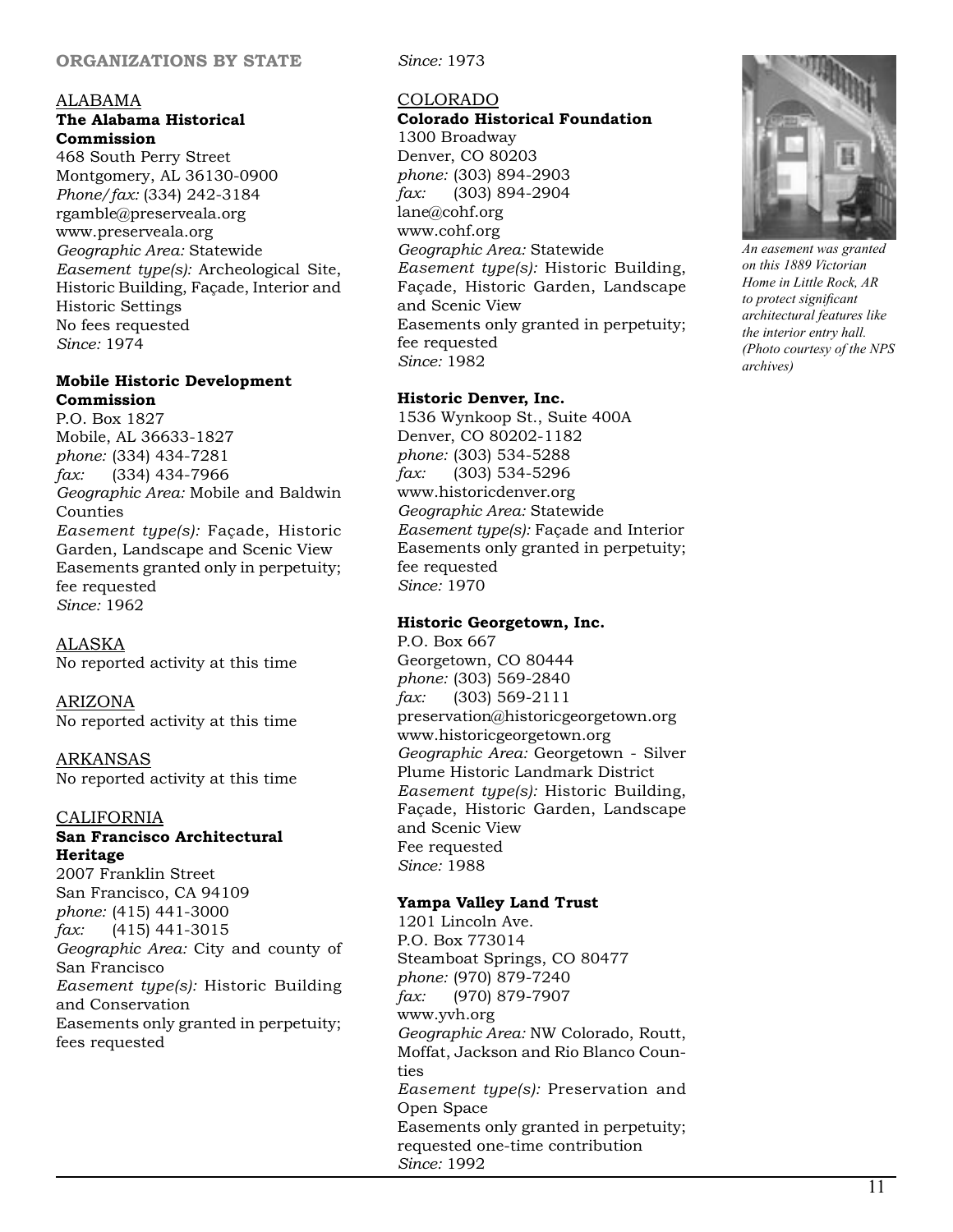## ORGANIZATIONS BY STATE

### ALABAMA

**The Alabama Historical Commission**
468 South Perry Street
Montgomery, AL 36130-0900
*Phone/fax:* (334) 242-3184
rgamble@preserveala.org
www.preserveala.org
*Geographic Area:* Statewide
*Easement type(s):* Archeological Site, Historic Building, Façade, Interior and Historic Settings
No fees requested
*Since:* 1974

**Mobile Historic Development Commission**
P.O. Box 1827
Mobile, AL 36633-1827
*phone:* (334) 434-7281
*fax:* (334) 434-7966
*Geographic Area:* Mobile and Baldwin Counties
*Easement type(s):* Façade, Historic Garden, Landscape and Scenic View
Easements granted only in perpetuity; fee requested
*Since:* 1962

### ALASKA

No reported activity at this time

### ARIZONA

No reported activity at this time

### ARKANSAS

No reported activity at this time

### CALIFORNIA

**San Francisco Architectural Heritage**
2007 Franklin Street
San Francisco, CA 94109
*phone:* (415) 441-3000
*fax:* (415) 441-3015
*Geographic Area:* City and county of San Francisco
*Easement type(s):* Historic Building and Conservation
Easements only granted in perpetuity; fees requested
*Since:* 1973

### COLORADO

**Colorado Historical Foundation**
1300 Broadway
Denver, CO 80203
*phone:* (303) 894-2903
*fax:* (303) 894-2904
lane@cohf.org
www.cohf.org
*Geographic Area:* Statewide
*Easement type(s):* Historic Building, Façade, Historic Garden, Landscape and Scenic View
Easements only granted in perpetuity; fee requested
*Since:* 1982

**Historic Denver, Inc.**
1536 Wynkoop St., Suite 400A
Denver, CO 80202-1182
*phone:* (303) 534-5288
*fax:* (303) 534-5296
www.historicdenver.org
*Geographic Area:* Statewide
*Easement type(s):* Façade and Interior
Easements only granted in perpetuity; fee requested
*Since:* 1970

**Historic Georgetown, Inc.**
P.O. Box 667
Georgetown, CO 80444
*phone:* (303) 569-2840
*fax:* (303) 569-2111
preservation@historicgeorgetown.org
www.historicgeorgetown.org
*Geographic Area:* Georgetown - Silver Plume Historic Landmark District
*Easement type(s):* Historic Building, Façade, Historic Garden, Landscape and Scenic View
Fee requested
*Since:* 1988

**Yampa Valley Land Trust**
1201 Lincoln Ave.
P.O. Box 773014
Steamboat Springs, CO 80477
*phone:* (970) 879-7240
*fax:* (970) 879-7907
www.yvh.org
*Geographic Area:* NW Colorado, Routt, Moffat, Jackson and Rio Blanco Counties
*Easement type(s):* Preservation and Open Space
Easements only granted in perpetuity; requested one-time contribution
*Since:* 1992

*An easement was granted on this 1889 Victorian Home in Little Rock, AR to protect significant architectural features like the interior entry hall. (Photo courtesy of the NPS archives)*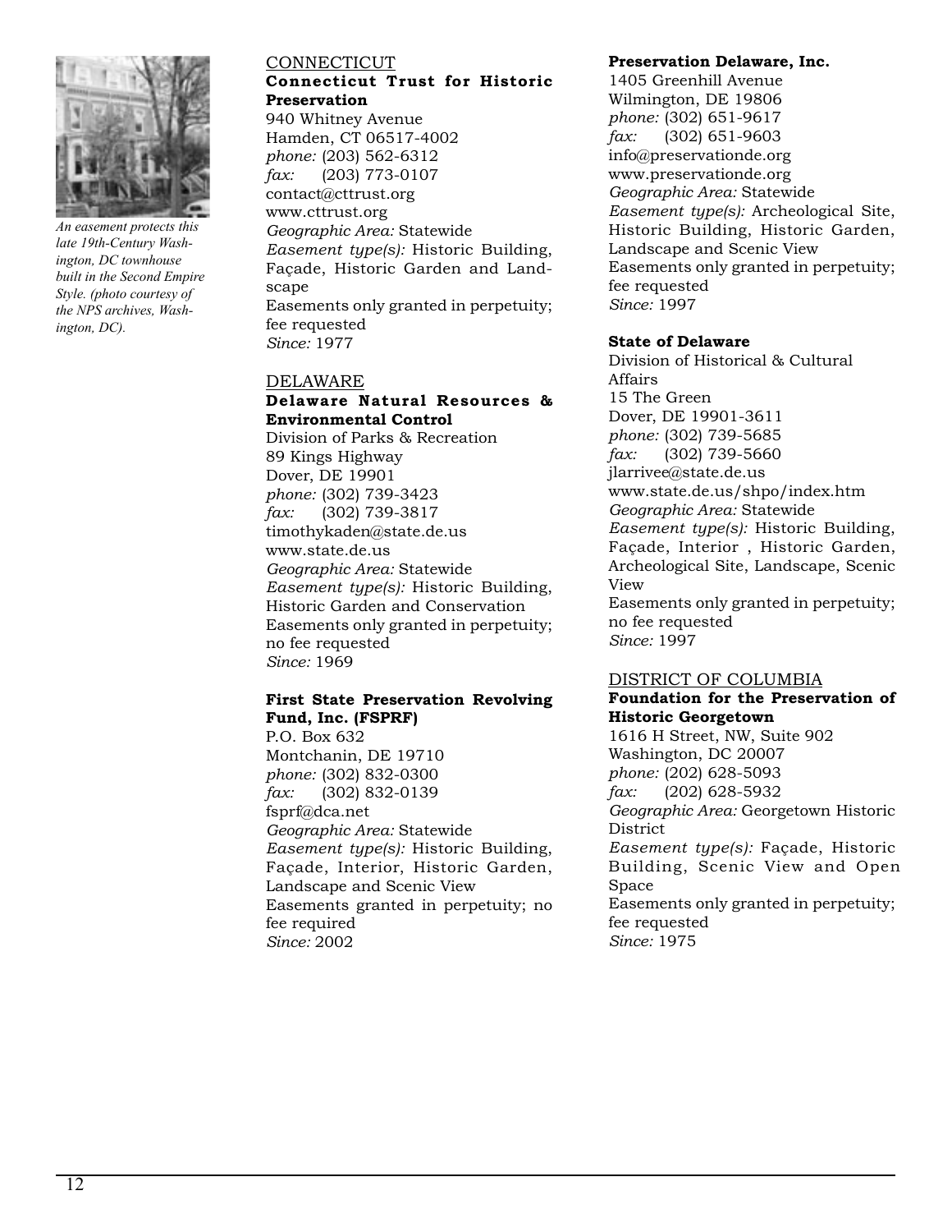*An easement protects this late 19th-Century Washington, DC townhouse built in the Second Empire Style. (photo courtesy of the NPS archives, Washington, DC).*

## CONNECTICUT

**Connecticut Trust for Historic Preservation**
940 Whitney Avenue
Hamden, CT 06517-4002
*phone:* (203) 562-6312
*fax:* (203) 773-0107
contact@cttrust.org
www.cttrust.org
*Geographic Area:* Statewide
*Easement type(s):* Historic Building, Façade, Historic Garden and Landscape
Easements only granted in perpetuity; fee requested
*Since:* 1977

## DELAWARE

**Delaware Natural Resources & Environmental Control**
Division of Parks & Recreation
89 Kings Highway
Dover, DE 19901
*phone:* (302) 739-3423
*fax:* (302) 739-3817
timothykaden@state.de.us
www.state.de.us
*Geographic Area:* Statewide
*Easement type(s):* Historic Building, Historic Garden and Conservation
Easements only granted in perpetuity; no fee requested
*Since:* 1969

**First State Preservation Revolving Fund, Inc. (FSPRF)**
P.O. Box 632
Montchanin, DE 19710
*phone:* (302) 832-0300
*fax:* (302) 832-0139
fsprf@dca.net
*Geographic Area:* Statewide
*Easement type(s):* Historic Building, Façade, Interior, Historic Garden, Landscape and Scenic View
Easements granted in perpetuity; no fee required
*Since:* 2002

**Preservation Delaware, Inc.**
1405 Greenhill Avenue
Wilmington, DE 19806
*phone:* (302) 651-9617
*fax:* (302) 651-9603
info@preservationde.org
www.preservationde.org
*Geographic Area:* Statewide
*Easement type(s):* Archeological Site, Historic Building, Historic Garden, Landscape and Scenic View
Easements only granted in perpetuity; fee requested
*Since:* 1997

**State of Delaware**
Division of Historical & Cultural Affairs
15 The Green
Dover, DE 19901-3611
*phone:* (302) 739-5685
*fax:* (302) 739-5660
jlarrivee@state.de.us
www.state.de.us/shpo/index.htm
*Geographic Area:* Statewide
*Easement type(s):* Historic Building, Façade, Interior , Historic Garden, Archeological Site, Landscape, Scenic View
Easements only granted in perpetuity; no fee requested
*Since:* 1997

## DISTRICT OF COLUMBIA

**Foundation for the Preservation of Historic Georgetown**
1616 H Street, NW, Suite 902
Washington, DC 20007
*phone:* (202) 628-5093
*fax:* (202) 628-5932
*Geographic Area:* Georgetown Historic District
*Easement type(s):* Façade, Historic Building, Scenic View and Open Space
Easements only granted in perpetuity; fee requested
*Since:* 1975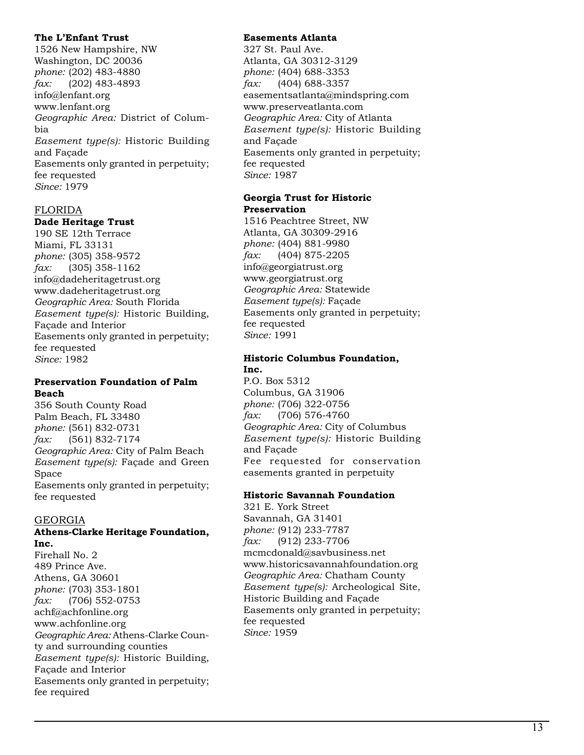**The L'Enfant Trust**
1526 New Hampshire, NW
Washington, DC 20036
*phone:* (202) 483-4880
*fax:* (202) 483-4893
info@lenfant.org
www.lenfant.org
*Geographic Area:* District of Columbia
*Easement type(s):* Historic Building and Façade
Easements only granted in perpetuity; fee requested
*Since:* 1979

## FLORIDA

**Dade Heritage Trust**
190 SE 12th Terrace
Miami, FL 33131
*phone:* (305) 358-9572
*fax:* (305) 358-1162
info@dadeheritagetrust.org
www.dadeheritagetrust.org
*Geographic Area:* South Florida
*Easement type(s):* Historic Building, Façade and Interior
Easements only granted in perpetuity; fee requested
*Since:* 1982

**Preservation Foundation of Palm Beach**
356 South County Road
Palm Beach, FL 33480
*phone:* (561) 832-0731
*fax:* (561) 832-7174
*Geographic Area:* City of Palm Beach
*Easement type(s):* Façade and Green Space
Easements only granted in perpetuity; fee requested

## GEORGIA

**Athens-Clarke Heritage Foundation, Inc.**
Firehall No. 2
489 Prince Ave.
Athens, GA 30601
*phone:* (703) 353-1801
*fax:* (706) 552-0753
achf@achfonline.org
www.achfonline.org
*Geographic Area:* Athens-Clarke County and surrounding counties
*Easement type(s):* Historic Building, Façade and Interior
Easements only granted in perpetuity; fee required

**Easements Atlanta**
327 St. Paul Ave.
Atlanta, GA 30312-3129
*phone:* (404) 688-3353
*fax:* (404) 688-3357
easementsatlanta@mindspring.com
www.preserveatlanta.com
*Geographic Area:* City of Atlanta
*Easement type(s):* Historic Building and Façade
Easements only granted in perpetuity; fee requested
*Since:* 1987

**Georgia Trust for Historic Preservation**
1516 Peachtree Street, NW
Atlanta, GA 30309-2916
*phone:* (404) 881-9980
*fax:* (404) 875-2205
info@georgiatrust.org
www.georgiatrust.org
*Geographic Area:* Statewide
*Easement type(s):* Façade
Easements only granted in perpetuity; fee requested
*Since:* 1991

**Historic Columbus Foundation, Inc.**
P.O. Box 5312
Columbus, GA 31906
*phone:* (706) 322-0756
*fax:* (706) 576-4760
*Geographic Area:* City of Columbus
*Easement type(s):* Historic Building and Façade
Fee requested for conservation easements granted in perpetuity

**Historic Savannah Foundation**
321 E. York Street
Savannah, GA 31401
*phone:* (912) 233-7787
*fax:* (912) 233-7706
mcmcdonald@savbusiness.net
www.historicsavannahfoundation.org
*Geographic Area:* Chatham County
*Easement type(s):* Archeological Site, Historic Building and Façade
Easements only granted in perpetuity; fee requested
*Since:* 1959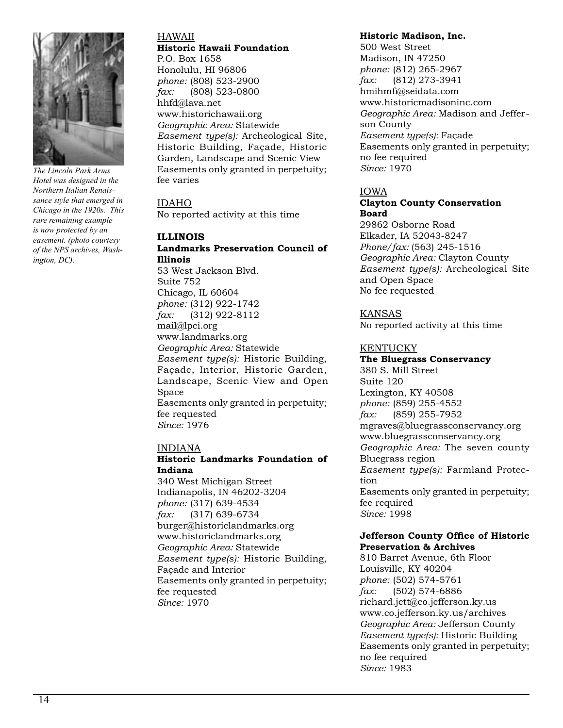*The Lincoln Park Arms Hotel was designed in the Northern Italian Renaissance style that emerged in Chicago in the 1920s. This rare remaining example is now protected by an easement. (photo courtesy of the NPS archives, Washington, DC).*

## HAWAII

**Historic Hawaii Foundation**
P.O. Box 1658
Honolulu, HI 96806
*phone:* (808) 523-2900
*fax:* (808) 523-0800
hhfd@lava.net
www.historichawaii.org
*Geographic Area:* Statewide
*Easement type(s):* Archeological Site, Historic Building, Façade, Historic Garden, Landscape and Scenic View
Easements only granted in perpetuity; fee varies

## IDAHO

No reported activity at this time

## ILLINOIS

**Landmarks Preservation Council of Illinois**
53 West Jackson Blvd.
Suite 752
Chicago, IL 60604
*phone:* (312) 922-1742
*fax:* (312) 922-8112
mail@lpci.org
www.landmarks.org
*Geographic Area:* Statewide
*Easement type(s):* Historic Building, Façade, Interior, Historic Garden, Landscape, Scenic View and Open Space
Easements only granted in perpetuity; fee requested
*Since:* 1976

## INDIANA

**Historic Landmarks Foundation of Indiana**
340 West Michigan Street
Indianapolis, IN 46202-3204
*phone:* (317) 639-4534
*fax:* (317) 639-6734
burger@historiclandmarks.org
www.historiclandmarks.org
*Geographic Area:* Statewide
*Easement type(s):* Historic Building, Façade and Interior
Easements only granted in perpetuity; fee requested
*Since:* 1970

**Historic Madison, Inc.**
500 West Street
Madison, IN 47250
*phone:* (812) 265-2967
*fax:* (812) 273-3941
hmihmfi@seidata.com
www.historicmadisoninc.com
*Geographic Area:* Madison and Jefferson County
*Easement type(s):* Façade
Easements only granted in perpetuity; no fee required
*Since:* 1970

## IOWA

**Clayton County Conservation Board**
29862 Osborne Road
Elkader, IA 52043-8247
*Phone/fax:* (563) 245-1516
*Geographic Area:* Clayton County
*Easement type(s):* Archeological Site and Open Space
No fee requested

## KANSAS

No reported activity at this time

## KENTUCKY

**The Bluegrass Conservancy**
380 S. Mill Street
Suite 120
Lexington, KY 40508
*phone:* (859) 255-4552
*fax:* (859) 255-7952
mgraves@bluegrassconservancy.org
www.bluegrassconservancy.org
*Geographic Area:* The seven county Bluegrass region
*Easement type(s):* Farmland Protection
Easements only granted in perpetuity; fee required
*Since:* 1998

**Jefferson County Office of Historic Preservation & Archives**
810 Barret Avenue, 6th Floor
Louisville, KY 40204
*phone:* (502) 574-5761
*fax:* (502) 574-6886
richard.jett@co.jefferson.ky.us
www.co.jefferson.ky.us/archives
*Geographic Area:* Jefferson County
*Easement type(s):* Historic Building
Easements only granted in perpetuity; no fee required
*Since:* 1983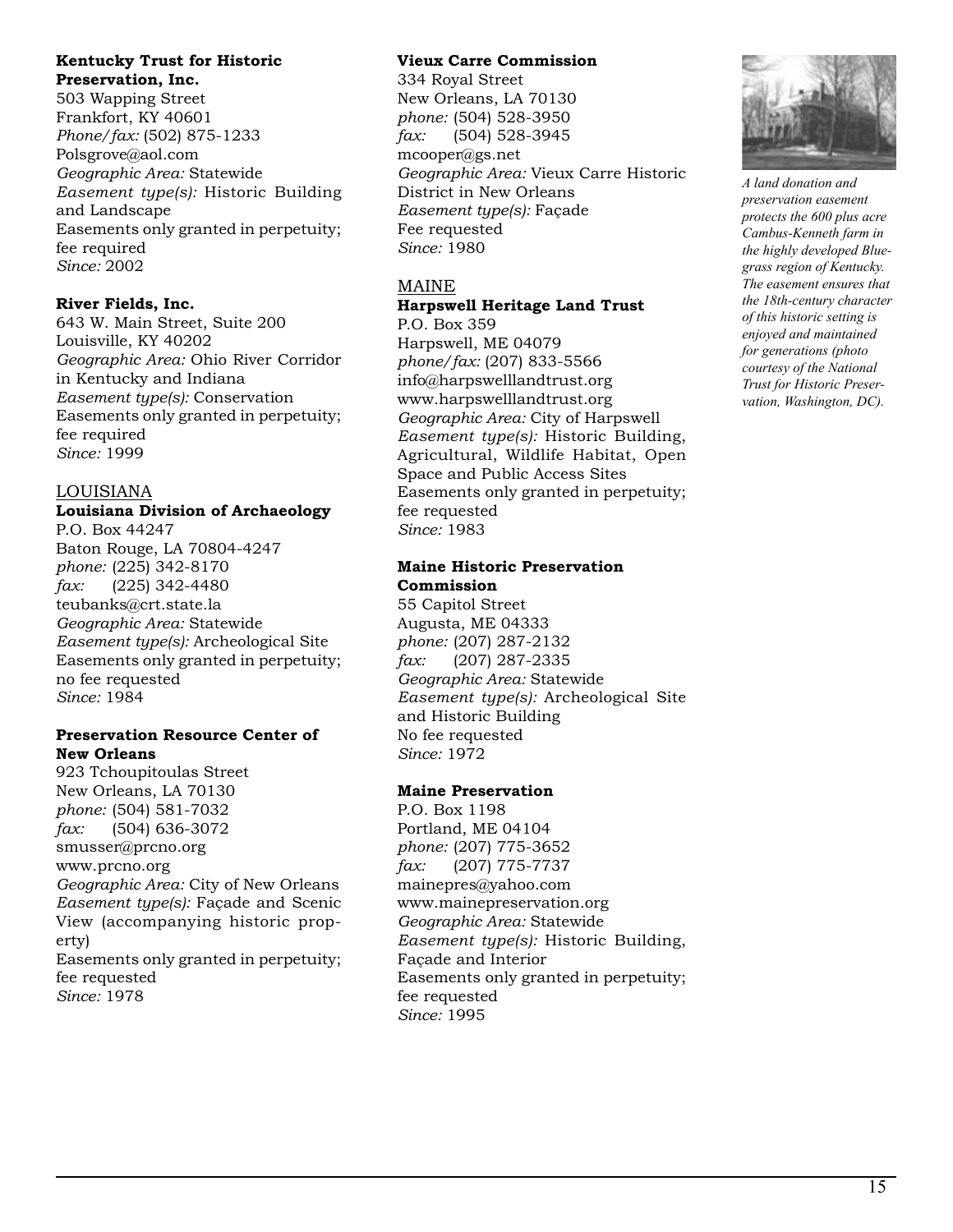**Kentucky Trust for Historic Preservation, Inc.**
503 Wapping Street
Frankfort, KY 40601
*Phone/fax:* (502) 875-1233
Polsgrove@aol.com
*Geographic Area:* Statewide
*Easement type(s):* Historic Building and Landscape
Easements only granted in perpetuity; fee required
*Since:* 2002

**River Fields, Inc.**
643 W. Main Street, Suite 200
Louisville, KY 40202
*Geographic Area:* Ohio River Corridor in Kentucky and Indiana
*Easement type(s):* Conservation
Easements only granted in perpetuity; fee required
*Since:* 1999

## LOUISIANA

**Louisiana Division of Archaeology**
P.O. Box 44247
Baton Rouge, LA 70804-4247
*phone:* (225) 342-8170
*fax:* (225) 342-4480
teubanks@crt.state.la
*Geographic Area:* Statewide
*Easement type(s):* Archeological Site
Easements only granted in perpetuity; no fee requested
*Since:* 1984

**Preservation Resource Center of New Orleans**
923 Tchoupitoulas Street
New Orleans, LA 70130
*phone:* (504) 581-7032
*fax:* (504) 636-3072
smusser@prcno.org
www.prcno.org
*Geographic Area:* City of New Orleans
*Easement type(s):* Façade and Scenic View (accompanying historic property)
Easements only granted in perpetuity; fee requested
*Since:* 1978

**Vieux Carre Commission**
334 Royal Street
New Orleans, LA 70130
*phone:* (504) 528-3950
*fax:* (504) 528-3945
mcooper@gs.net
*Geographic Area:* Vieux Carre Historic District in New Orleans
*Easement type(s):* Façade
Fee requested
*Since:* 1980

## MAINE

**Harpswell Heritage Land Trust**
P.O. Box 359
Harpswell, ME 04079
*phone/fax:* (207) 833-5566
info@harpswelllandtrust.org
www.harpswelllandtrust.org
*Geographic Area:* City of Harpswell
*Easement type(s):* Historic Building, Agricultural, Wildlife Habitat, Open Space and Public Access Sites
Easements only granted in perpetuity; fee requested
*Since:* 1983

**Maine Historic Preservation Commission**
55 Capitol Street
Augusta, ME 04333
*phone:* (207) 287-2132
*fax:* (207) 287-2335
*Geographic Area:* Statewide
*Easement type(s):* Archeological Site and Historic Building
No fee requested
*Since:* 1972

**Maine Preservation**
P.O. Box 1198
Portland, ME 04104
*phone:* (207) 775-3652
*fax:* (207) 775-7737
mainepres@yahoo.com
www.mainepreservation.org
*Geographic Area:* Statewide
*Easement type(s):* Historic Building, Façade and Interior
Easements only granted in perpetuity; fee requested
*Since:* 1995

*A land donation and preservation easement protects the 600 plus acre Cambus-Kenneth farm in the highly developed Bluegrass region of Kentucky. The easement ensures that the 18th-century character of this historic setting is enjoyed and maintained for generations (photo courtesy of the National Trust for Historic Preservation, Washington, DC).*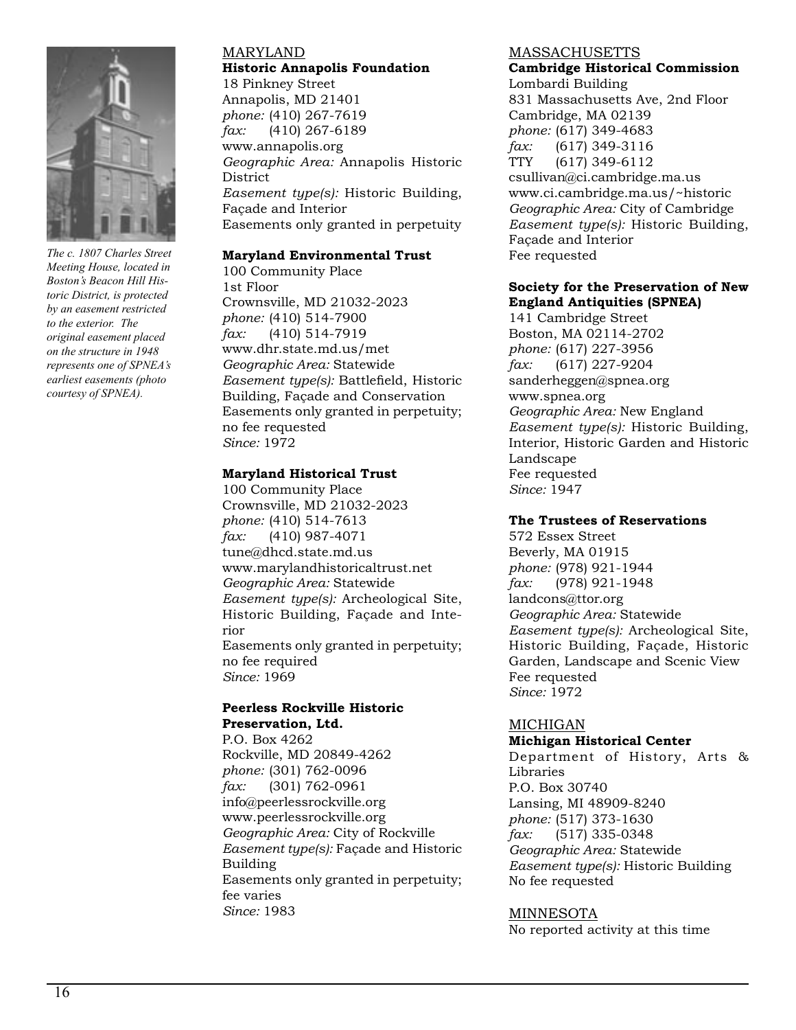The c. 1807 Charles Street Meeting House, located in Boston's Beacon Hill Historic District, is protected by an easement restricted to the exterior. The original easement placed on the structure in 1948 represents one of SPNEA's earliest easements (photo courtesy of SPNEA).

## MARYLAND

**Historic Annapolis Foundation**
18 Pinkney Street
Annapolis, MD 21401
*phone:* (410) 267-7619
*fax:* (410) 267-6189
www.annapolis.org
*Geographic Area:* Annapolis Historic District
*Easement type(s):* Historic Building, Façade and Interior
Easements only granted in perpetuity

**Maryland Environmental Trust**
100 Community Place
1st Floor
Crownsville, MD 21032-2023
*phone:* (410) 514-7900
*fax:* (410) 514-7919
www.dhr.state.md.us/met
*Geographic Area:* Statewide
*Easement type(s):* Battlefield, Historic Building, Façade and Conservation
Easements only granted in perpetuity; no fee requested
*Since:* 1972

**Maryland Historical Trust**
100 Community Place
Crownsville, MD 21032-2023
*phone:* (410) 514-7613
*fax:* (410) 987-4071
tune@dhcd.state.md.us
www.marylandhistoricaltrust.net
*Geographic Area:* Statewide
*Easement type(s):* Archeological Site, Historic Building, Façade and Interior
Easements only granted in perpetuity; no fee required
*Since:* 1969

**Peerless Rockville Historic Preservation, Ltd.**
P.O. Box 4262
Rockville, MD 20849-4262
*phone:* (301) 762-0096
*fax:* (301) 762-0961
info@peerlessrockville.org
www.peerlessrockville.org
*Geographic Area:* City of Rockville
*Easement type(s):* Façade and Historic Building
Easements only granted in perpetuity; fee varies
*Since:* 1983

## MASSACHUSETTS

**Cambridge Historical Commission**
Lombardi Building
831 Massachusetts Ave, 2nd Floor
Cambridge, MA 02139
*phone:* (617) 349-4683
*fax:* (617) 349-3116
TTY (617) 349-6112
csullivan@ci.cambridge.ma.us
www.ci.cambridge.ma.us/~historic
*Geographic Area:* City of Cambridge
*Easement type(s):* Historic Building, Façade and Interior
Fee requested

**Society for the Preservation of New England Antiquities (SPNEA)**
141 Cambridge Street
Boston, MA 02114-2702
*phone:* (617) 227-3956
*fax:* (617) 227-9204
sanderheggen@spnea.org
www.spnea.org
*Geographic Area:* New England
*Easement type(s):* Historic Building, Interior, Historic Garden and Historic Landscape
Fee requested
*Since:* 1947

**The Trustees of Reservations**
572 Essex Street
Beverly, MA 01915
*phone:* (978) 921-1944
*fax:* (978) 921-1948
landcons@ttor.org
*Geographic Area:* Statewide
*Easement type(s):* Archeological Site, Historic Building, Façade, Historic Garden, Landscape and Scenic View
Fee requested
*Since:* 1972

## MICHIGAN

**Michigan Historical Center**
Department of History, Arts & Libraries
P.O. Box 30740
Lansing, MI 48909-8240
*phone:* (517) 373-1630
*fax:* (517) 335-0348
*Geographic Area:* Statewide
*Easement type(s):* Historic Building
No fee requested

## MINNESOTA

No reported activity at this time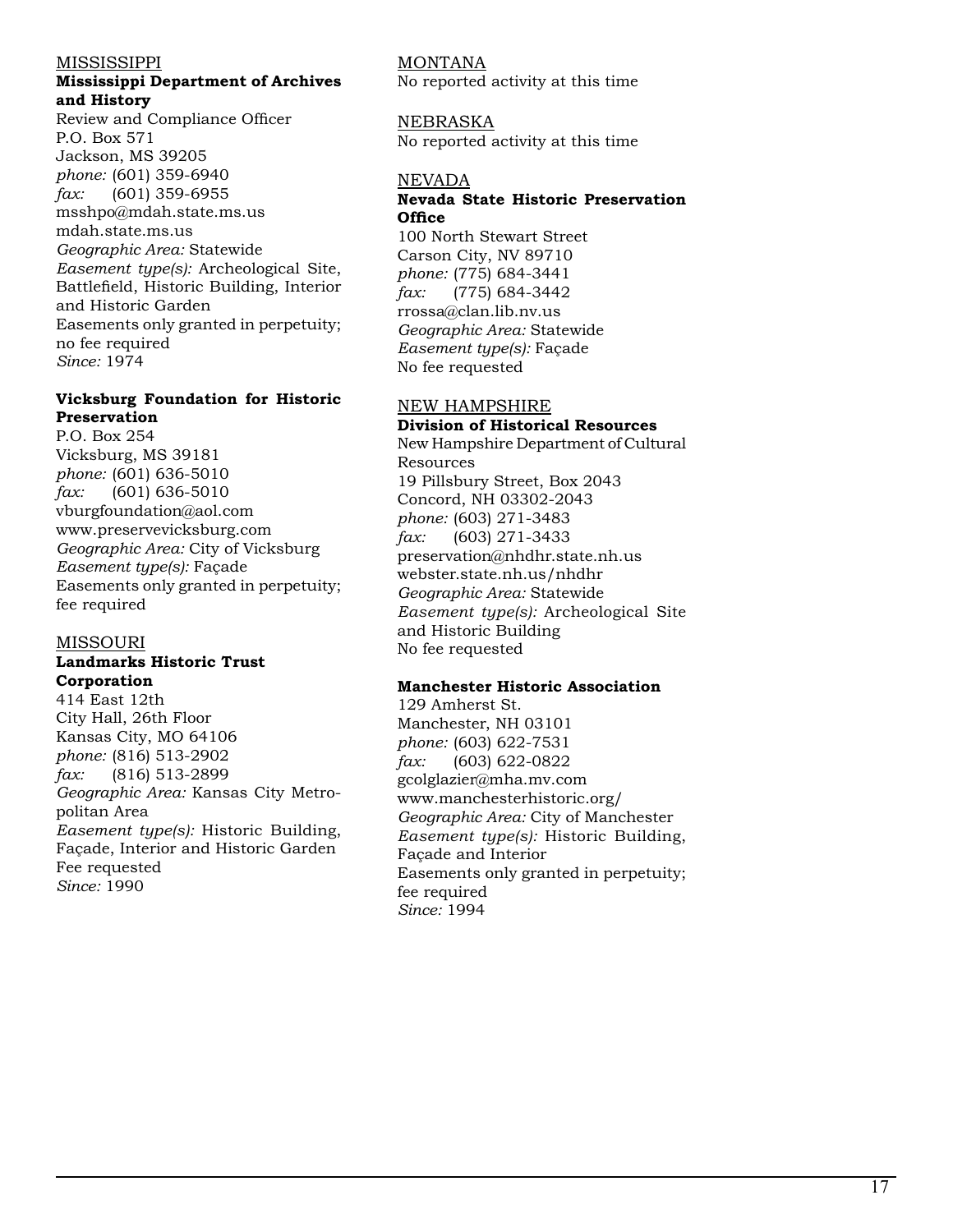MISSISSIPPI

**Mississippi Department of Archives and History**

Review and Compliance Officer
P.O. Box 571
Jackson, MS 39205
*phone:* (601) 359-6940
*fax:* (601) 359-6955
msshpo@mdah.state.ms.us
mdah.state.ms.us
*Geographic Area:* Statewide
*Easement type(s):* Archeological Site, Battlefield, Historic Building, Interior and Historic Garden
Easements only granted in perpetuity; no fee required
*Since:* 1974

**Vicksburg Foundation for Historic Preservation**

P.O. Box 254
Vicksburg, MS 39181
*phone:* (601) 636-5010
*fax:* (601) 636-5010
vburgfoundation@aol.com
www.preservevicksburg.com
*Geographic Area:* City of Vicksburg
*Easement type(s):* Façade
Easements only granted in perpetuity; fee required

MISSOURI

**Landmarks Historic Trust Corporation**

414 East 12th
City Hall, 26th Floor
Kansas City, MO 64106
*phone:* (816) 513-2902
*fax:* (816) 513-2899
*Geographic Area:* Kansas City Metropolitan Area
*Easement type(s):* Historic Building, Façade, Interior and Historic Garden
Fee requested
*Since:* 1990

MONTANA

No reported activity at this time

NEBRASKA

No reported activity at this time

NEVADA

**Nevada State Historic Preservation Office**

100 North Stewart Street
Carson City, NV 89710
*phone:* (775) 684-3441
*fax:* (775) 684-3442
rrossa@clan.lib.nv.us
*Geographic Area:* Statewide
*Easement type(s):* Façade
No fee requested

NEW HAMPSHIRE

**Division of Historical Resources**

New Hampshire Department of Cultural Resources
19 Pillsbury Street, Box 2043
Concord, NH 03302-2043
*phone:* (603) 271-3483
*fax:* (603) 271-3433
preservation@nhdhr.state.nh.us
webster.state.nh.us/nhdhr
*Geographic Area:* Statewide
*Easement type(s):* Archeological Site and Historic Building
No fee requested

**Manchester Historic Association**

129 Amherst St.
Manchester, NH 03101
*phone:* (603) 622-7531
*fax:* (603) 622-0822
gcolglazier@mha.mv.com
www.manchesterhistoric.org/
*Geographic Area:* City of Manchester
*Easement type(s):* Historic Building, Façade and Interior
Easements only granted in perpetuity; fee required
*Since:* 1994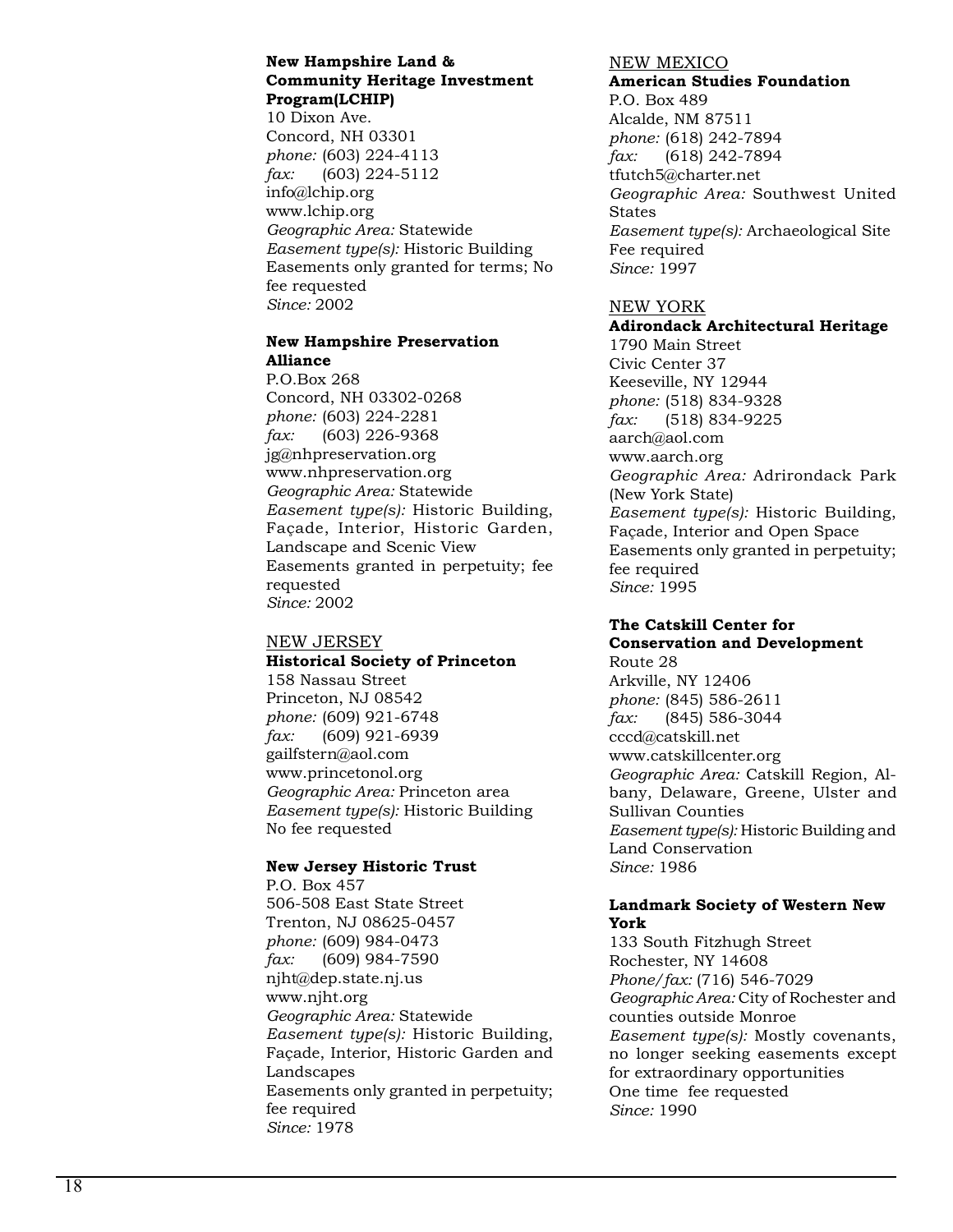**New Hampshire Land & Community Heritage Investment Program(LCHIP)**
10 Dixon Ave.
Concord, NH 03301
*phone:* (603) 224-4113
*fax:* (603) 224-5112
info@lchip.org
www.lchip.org
*Geographic Area:* Statewide
*Easement type(s):* Historic Building
Easements only granted for terms; No fee requested
*Since:* 2002

**New Hampshire Preservation Alliance**
P.O.Box 268
Concord, NH 03302-0268
*phone:* (603) 224-2281
*fax:* (603) 226-9368
jg@nhpreservation.org
www.nhpreservation.org
*Geographic Area:* Statewide
*Easement type(s):* Historic Building, Façade, Interior, Historic Garden, Landscape and Scenic View
Easements granted in perpetuity; fee requested
*Since:* 2002

NEW JERSEY

**Historical Society of Princeton**
158 Nassau Street
Princeton, NJ 08542
*phone:* (609) 921-6748
*fax:* (609) 921-6939
gailfstern@aol.com
www.princetonol.org
*Geographic Area:* Princeton area
*Easement type(s):* Historic Building
No fee requested

**New Jersey Historic Trust**
P.O. Box 457
506-508 East State Street
Trenton, NJ 08625-0457
*phone:* (609) 984-0473
*fax:* (609) 984-7590
njht@dep.state.nj.us
www.njht.org
*Geographic Area:* Statewide
*Easement type(s):* Historic Building, Façade, Interior, Historic Garden and Landscapes
Easements only granted in perpetuity; fee required
*Since:* 1978

NEW MEXICO

**American Studies Foundation**
P.O. Box 489
Alcalde, NM 87511
*phone:* (618) 242-7894
*fax:* (618) 242-7894
tfutch5@charter.net
*Geographic Area:* Southwest United States
*Easement type(s):* Archaeological Site
Fee required
*Since:* 1997

NEW YORK

**Adirondack Architectural Heritage**
1790 Main Street
Civic Center 37
Keeseville, NY 12944
*phone:* (518) 834-9328
*fax:* (518) 834-9225
aarch@aol.com
www.aarch.org
*Geographic Area:* Adrirondack Park (New York State)
*Easement type(s):* Historic Building, Façade, Interior and Open Space
Easements only granted in perpetuity; fee required
*Since:* 1995

**The Catskill Center for Conservation and Development**
Route 28
Arkville, NY 12406
*phone:* (845) 586-2611
*fax:* (845) 586-3044
cccd@catskill.net
www.catskillcenter.org
*Geographic Area:* Catskill Region, Albany, Delaware, Greene, Ulster and Sullivan Counties
*Easement type(s):* Historic Building and Land Conservation
*Since:* 1986

**Landmark Society of Western New York**
133 South Fitzhugh Street
Rochester, NY 14608
*Phone/fax:* (716) 546-7029
*Geographic Area:* City of Rochester and counties outside Monroe
*Easement type(s):* Mostly covenants, no longer seeking easements except for extraordinary opportunities
One time fee requested
*Since:* 1990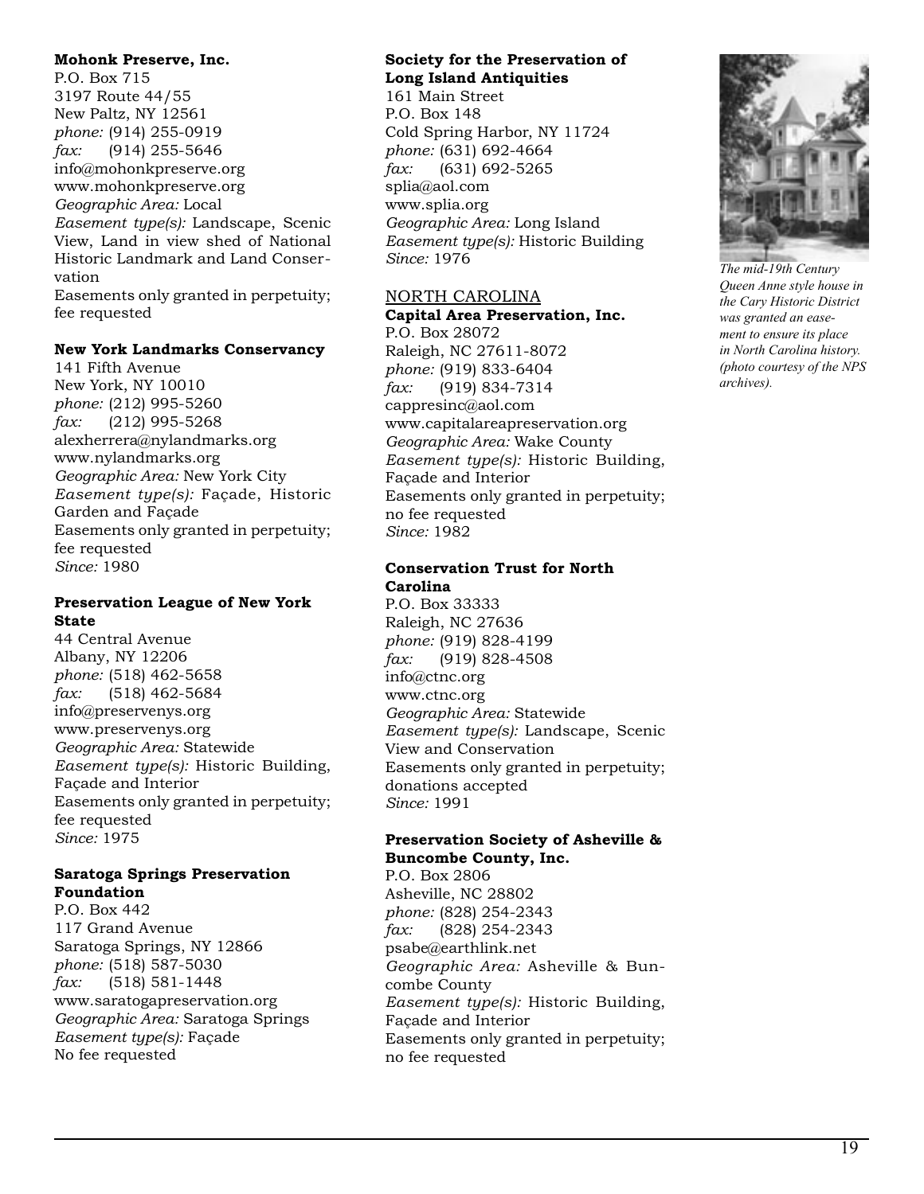**Mohonk Preserve, Inc.**
P.O. Box 715
3197 Route 44/55
New Paltz, NY 12561
*phone:* (914) 255-0919
*fax:* (914) 255-5646
info@mohonkpreserve.org
www.mohonkpreserve.org
*Geographic Area:* Local
*Easement type(s):* Landscape, Scenic View, Land in view shed of National Historic Landmark and Land Conservation
Easements only granted in perpetuity; fee requested

**New York Landmarks Conservancy**
141 Fifth Avenue
New York, NY 10010
*phone:* (212) 995-5260
*fax:* (212) 995-5268
alexherrera@nylandmarks.org
www.nylandmarks.org
*Geographic Area:* New York City
*Easement type(s):* Façade, Historic Garden and Façade
Easements only granted in perpetuity; fee requested
*Since:* 1980

**Preservation League of New York State**
44 Central Avenue
Albany, NY 12206
*phone:* (518) 462-5658
*fax:* (518) 462-5684
info@preservenys.org
www.preservenys.org
*Geographic Area:* Statewide
*Easement type(s):* Historic Building, Façade and Interior
Easements only granted in perpetuity; fee requested
*Since:* 1975

**Saratoga Springs Preservation Foundation**
P.O. Box 442
117 Grand Avenue
Saratoga Springs, NY 12866
*phone:* (518) 587-5030
*fax:* (518) 581-1448
www.saratogapreservation.org
*Geographic Area:* Saratoga Springs
*Easement type(s):* Façade
No fee requested

**Society for the Preservation of Long Island Antiquities**
161 Main Street
P.O. Box 148
Cold Spring Harbor, NY 11724
*phone:* (631) 692-4664
*fax:* (631) 692-5265
splia@aol.com
www.splia.org
*Geographic Area:* Long Island
*Easement type(s):* Historic Building
*Since:* 1976

## NORTH CAROLINA

**Capital Area Preservation, Inc.**
P.O. Box 28072
Raleigh, NC 27611-8072
*phone:* (919) 833-6404
*fax:* (919) 834-7314
cappresinc@aol.com
www.capitalareapreservation.org
*Geographic Area:* Wake County
*Easement type(s):* Historic Building, Façade and Interior
Easements only granted in perpetuity; no fee requested
*Since:* 1982

**Conservation Trust for North Carolina**
P.O. Box 33333
Raleigh, NC 27636
*phone:* (919) 828-4199
*fax:* (919) 828-4508
info@ctnc.org
www.ctnc.org
*Geographic Area:* Statewide
*Easement type(s):* Landscape, Scenic View and Conservation
Easements only granted in perpetuity; donations accepted
*Since:* 1991

**Preservation Society of Asheville & Buncombe County, Inc.**
P.O. Box 2806
Asheville, NC 28802
*phone:* (828) 254-2343
*fax:* (828) 254-2343
psabe@earthlink.net
*Geographic Area:* Asheville & Buncombe County
*Easement type(s):* Historic Building, Façade and Interior
Easements only granted in perpetuity; no fee requested

*The mid-19th Century Queen Anne style house in the Cary Historic District was granted an easement to ensure its place in North Carolina history. (photo courtesy of the NPS archives).*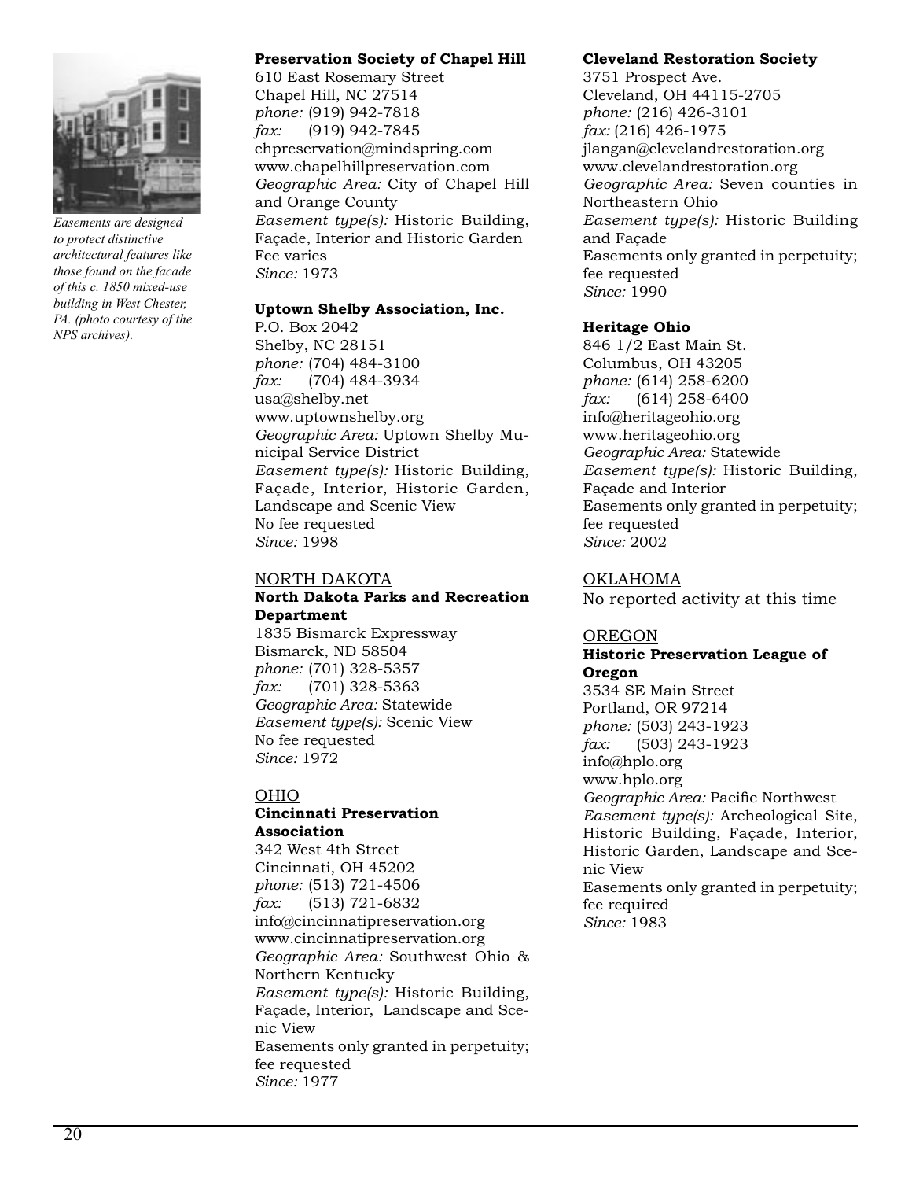*Easements are designed to protect distinctive architectural features like those found on the facade of this c. 1850 mixed-use building in West Chester, PA. (photo courtesy of the NPS archives).*

**Preservation Society of Chapel Hill**
610 East Rosemary Street
Chapel Hill, NC 27514
*phone:* (919) 942-7818
*fax:* (919) 942-7845
chpreservation@mindspring.com
www.chapelhillpreservation.com
*Geographic Area:* City of Chapel Hill and Orange County
*Easement type(s):* Historic Building, Façade, Interior and Historic Garden
Fee varies
*Since:* 1973

**Uptown Shelby Association, Inc.**
P.O. Box 2042
Shelby, NC 28151
*phone:* (704) 484-3100
*fax:* (704) 484-3934
usa@shelby.net
www.uptownshelby.org
*Geographic Area:* Uptown Shelby Municipal Service District
*Easement type(s):* Historic Building, Façade, Interior, Historic Garden, Landscape and Scenic View
No fee requested
*Since:* 1998

NORTH DAKOTA

**North Dakota Parks and Recreation Department**
1835 Bismarck Expressway
Bismarck, ND 58504
*phone:* (701) 328-5357
*fax:* (701) 328-5363
*Geographic Area:* Statewide
*Easement type(s):* Scenic View
No fee requested
*Since:* 1972

OHIO

**Cincinnati Preservation Association**
342 West 4th Street
Cincinnati, OH 45202
*phone:* (513) 721-4506
*fax:* (513) 721-6832
info@cincinnatipreservation.org
www.cincinnatipreservation.org
*Geographic Area:* Southwest Ohio & Northern Kentucky
*Easement type(s):* Historic Building, Façade, Interior, Landscape and Scenic View
Easements only granted in perpetuity; fee requested
*Since:* 1977

**Cleveland Restoration Society**
3751 Prospect Ave.
Cleveland, OH 44115-2705
*phone:* (216) 426-3101
*fax:* (216) 426-1975
jlangan@clevelandrestoration.org
www.clevelandrestoration.org
*Geographic Area:* Seven counties in Northeastern Ohio
*Easement type(s):* Historic Building and Façade
Easements only granted in perpetuity; fee requested
*Since:* 1990

**Heritage Ohio**
846 1/2 East Main St.
Columbus, OH 43205
*phone:* (614) 258-6200
*fax:* (614) 258-6400
info@heritageohio.org
www.heritageohio.org
*Geographic Area:* Statewide
*Easement type(s):* Historic Building, Façade and Interior
Easements only granted in perpetuity; fee requested
*Since:* 2002

OKLAHOMA

No reported activity at this time

OREGON

**Historic Preservation League of Oregon**
3534 SE Main Street
Portland, OR 97214
*phone:* (503) 243-1923
*fax:* (503) 243-1923
info@hplo.org
www.hplo.org
*Geographic Area:* Pacific Northwest
*Easement type(s):* Archeological Site, Historic Building, Façade, Interior, Historic Garden, Landscape and Scenic View
Easements only granted in perpetuity; fee required
*Since:* 1983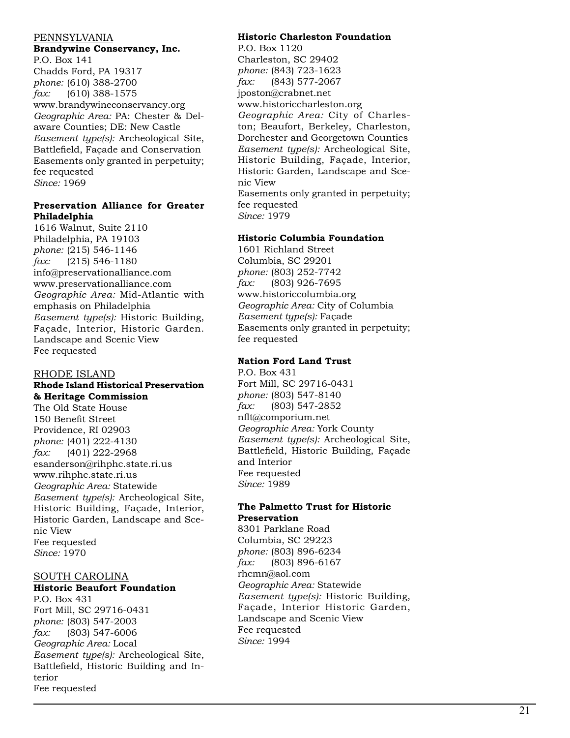## PENNSYLVANIA

**Brandywine Conservancy, Inc.**
P.O. Box 141
Chadds Ford, PA 19317
*phone:* (610) 388-2700
*fax:* (610) 388-1575
www.brandywineconservancy.org
*Geographic Area:* PA: Chester & Delaware Counties; DE: New Castle
*Easement type(s):* Archeological Site, Battlefield, Façade and Conservation
Easements only granted in perpetuity; fee requested
*Since:* 1969

**Preservation Alliance for Greater Philadelphia**
1616 Walnut, Suite 2110
Philadelphia, PA 19103
*phone:* (215) 546-1146
*fax:* (215) 546-1180
info@preservationalliance.com
www.preservationalliance.com
*Geographic Area:* Mid-Atlantic with emphasis on Philadelphia
*Easement type(s):* Historic Building, Façade, Interior, Historic Garden. Landscape and Scenic View
Fee requested

## RHODE ISLAND

**Rhode Island Historical Preservation & Heritage Commission**
The Old State House
150 Benefit Street
Providence, RI 02903
*phone:* (401) 222-4130
*fax:* (401) 222-2968
esanderson@rihphc.state.ri.us
www.rihphc.state.ri.us
*Geographic Area:* Statewide
*Easement type(s):* Archeological Site, Historic Building, Façade, Interior, Historic Garden, Landscape and Scenic View
Fee requested
*Since:* 1970

## SOUTH CAROLINA

**Historic Beaufort Foundation**
P.O. Box 431
Fort Mill, SC 29716-0431
*phone:* (803) 547-2003
*fax:* (803) 547-6006
*Geographic Area:* Local
*Easement type(s):* Archeological Site, Battlefield, Historic Building and Interior
Fee requested

**Historic Charleston Foundation**
P.O. Box 1120
Charleston, SC 29402
*phone:* (843) 723-1623
*fax:* (843) 577-2067
jposton@crabnet.net
www.historiccharleston.org
*Geographic Area:* City of Charleston; Beaufort, Berkeley, Charleston, Dorchester and Georgetown Counties
*Easement type(s):* Archeological Site, Historic Building, Façade, Interior, Historic Garden, Landscape and Scenic View
Easements only granted in perpetuity; fee requested
*Since:* 1979

**Historic Columbia Foundation**
1601 Richland Street
Columbia, SC 29201
*phone:* (803) 252-7742
*fax:* (803) 926-7695
www.historiccolumbia.org
*Geographic Area:* City of Columbia
*Easement type(s):* Façade
Easements only granted in perpetuity; fee requested

**Nation Ford Land Trust**
P.O. Box 431
Fort Mill, SC 29716-0431
*phone:* (803) 547-8140
*fax:* (803) 547-2852
nflt@comporium.net
*Geographic Area:* York County
*Easement type(s):* Archeological Site, Battlefield, Historic Building, Façade and Interior
Fee requested
*Since:* 1989

**The Palmetto Trust for Historic Preservation**
8301 Parklane Road
Columbia, SC 29223
*phone:* (803) 896-6234
*fax:* (803) 896-6167
rhcmn@aol.com
*Geographic Area:* Statewide
*Easement type(s):* Historic Building, Façade, Interior Historic Garden, Landscape and Scenic View
Fee requested
*Since:* 1994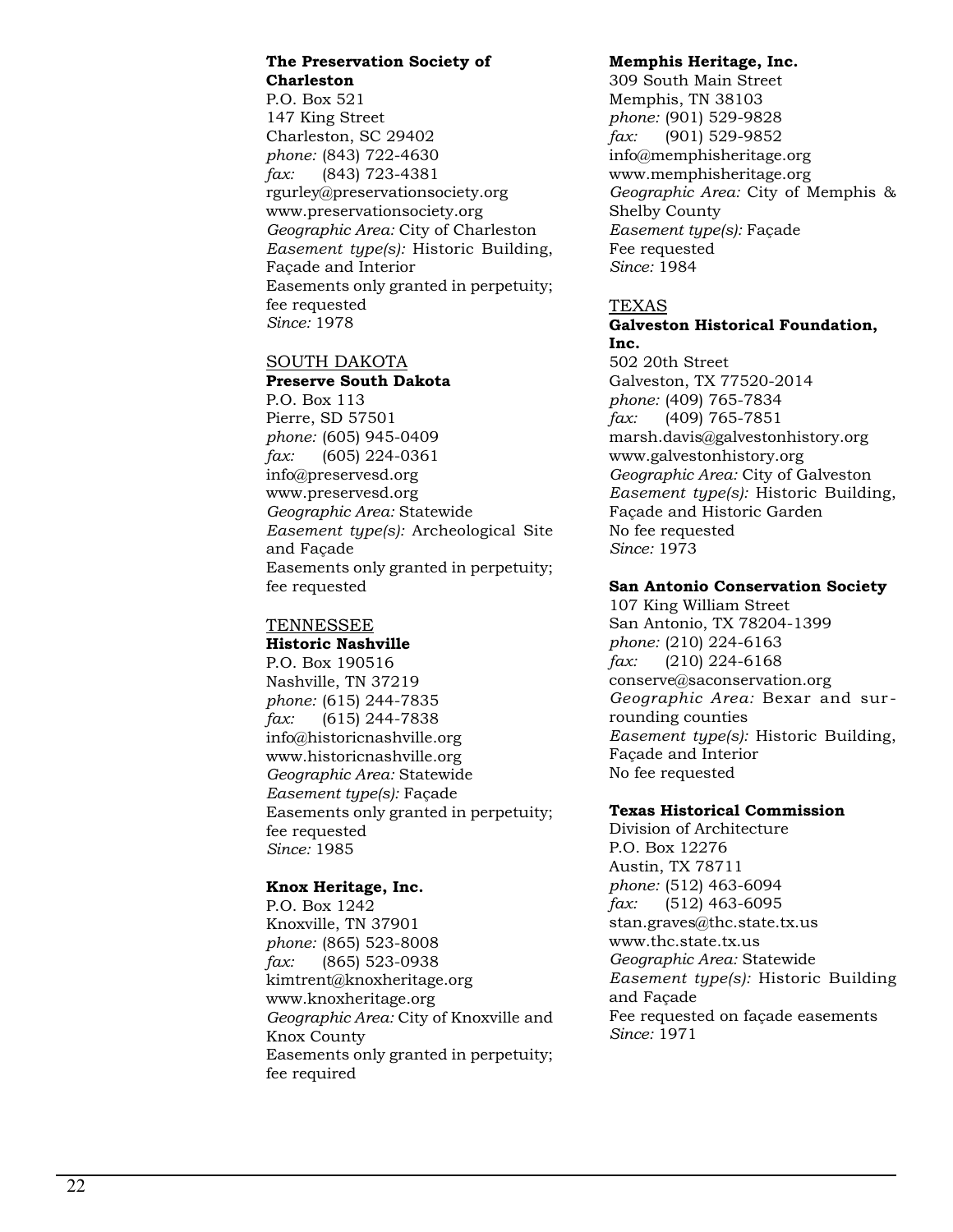**The Preservation Society of Charleston**
P.O. Box 521
147 King Street
Charleston, SC 29402
*phone:* (843) 722-4630
*fax:* (843) 723-4381
rgurley@preservationsociety.org
www.preservationsociety.org
*Geographic Area:* City of Charleston
*Easement type(s):* Historic Building, Façade and Interior
Easements only granted in perpetuity; fee requested
*Since:* 1978

## SOUTH DAKOTA

**Preserve South Dakota**
P.O. Box 113
Pierre, SD 57501
*phone:* (605) 945-0409
*fax:* (605) 224-0361
info@preservesd.org
www.preservesd.org
*Geographic Area:* Statewide
*Easement type(s):* Archeological Site and Façade
Easements only granted in perpetuity; fee requested

## TENNESSEE

**Historic Nashville**
P.O. Box 190516
Nashville, TN 37219
*phone:* (615) 244-7835
*fax:* (615) 244-7838
info@historicnashville.org
www.historicnashville.org
*Geographic Area:* Statewide
*Easement type(s):* Façade
Easements only granted in perpetuity; fee requested
*Since:* 1985

**Knox Heritage, Inc.**
P.O. Box 1242
Knoxville, TN 37901
*phone:* (865) 523-8008
*fax:* (865) 523-0938
kimtrent@knoxheritage.org
www.knoxheritage.org
*Geographic Area:* City of Knoxville and Knox County
Easements only granted in perpetuity; fee required

**Memphis Heritage, Inc.**
309 South Main Street
Memphis, TN 38103
*phone:* (901) 529-9828
*fax:* (901) 529-9852
info@memphisheritage.org
www.memphisheritage.org
*Geographic Area:* City of Memphis & Shelby County
*Easement type(s):* Façade
Fee requested
*Since:* 1984

## TEXAS

**Galveston Historical Foundation, Inc.**
502 20th Street
Galveston, TX 77520-2014
*phone:* (409) 765-7834
*fax:* (409) 765-7851
marsh.davis@galvestonhistory.org
www.galvestonhistory.org
*Geographic Area:* City of Galveston
*Easement type(s):* Historic Building, Façade and Historic Garden
No fee requested
*Since:* 1973

**San Antonio Conservation Society**
107 King William Street
San Antonio, TX 78204-1399
*phone:* (210) 224-6163
*fax:* (210) 224-6168
conserve@saconservation.org
*Geographic Area:* Bexar and surrounding counties
*Easement type(s):* Historic Building, Façade and Interior
No fee requested

**Texas Historical Commission**
Division of Architecture
P.O. Box 12276
Austin, TX 78711
*phone:* (512) 463-6094
*fax:* (512) 463-6095
stan.graves@thc.state.tx.us
www.thc.state.tx.us
*Geographic Area:* Statewide
*Easement type(s):* Historic Building and Façade
Fee requested on façade easements
*Since:* 1971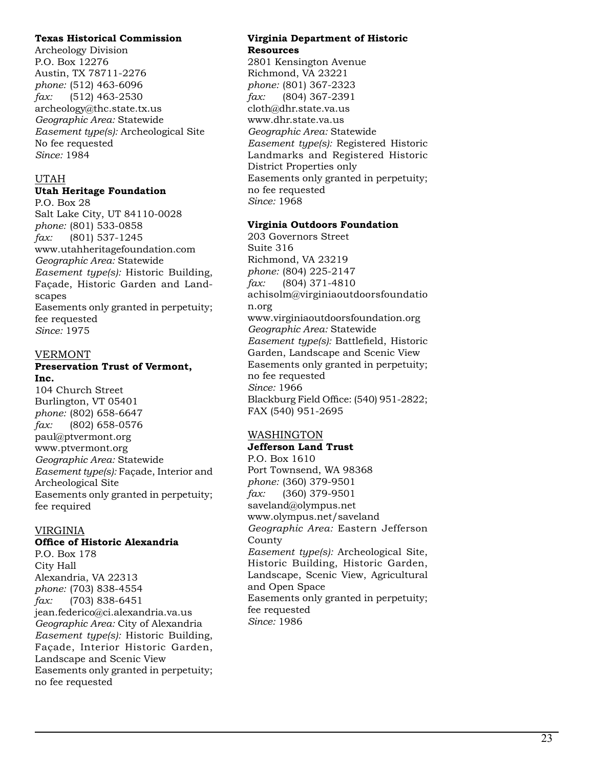**Texas Historical Commission**
Archeology Division
P.O. Box 12276
Austin, TX 78711-2276
*phone:* (512) 463-6096
*fax:* (512) 463-2530
archeology@thc.state.tx.us
*Geographic Area:* Statewide
*Easement type(s):* Archeological Site
No fee requested
*Since:* 1984

## UTAH

**Utah Heritage Foundation**
P.O. Box 28
Salt Lake City, UT 84110-0028
*phone:* (801) 533-0858
*fax:* (801) 537-1245
www.utahheritagefoundation.com
*Geographic Area:* Statewide
*Easement type(s):* Historic Building, Façade, Historic Garden and Landscapes
Easements only granted in perpetuity; fee requested
*Since:* 1975

## VERMONT

**Preservation Trust of Vermont, Inc.**
104 Church Street
Burlington, VT 05401
*phone:* (802) 658-6647
*fax:* (802) 658-0576
paul@ptvermont.org
www.ptvermont.org
*Geographic Area:* Statewide
*Easement type(s):* Façade, Interior and Archeological Site
Easements only granted in perpetuity; fee required

## VIRGINIA

**Office of Historic Alexandria**
P.O. Box 178
City Hall
Alexandria, VA 22313
*phone:* (703) 838-4554
*fax:* (703) 838-6451
jean.federico@ci.alexandria.va.us
*Geographic Area:* City of Alexandria
*Easement type(s):* Historic Building, Façade, Interior Historic Garden, Landscape and Scenic View
Easements only granted in perpetuity; no fee requested

**Virginia Department of Historic Resources**
2801 Kensington Avenue
Richmond, VA 23221
*phone:* (801) 367-2323
*fax:* (804) 367-2391
cloth@dhr.state.va.us
www.dhr.state.va.us
*Geographic Area:* Statewide
*Easement type(s):* Registered Historic Landmarks and Registered Historic District Properties only
Easements only granted in perpetuity; no fee requested
*Since:* 1968

**Virginia Outdoors Foundation**
203 Governors Street
Suite 316
Richmond, VA 23219
*phone:* (804) 225-2147
*fax:* (804) 371-4810
achisolm@virginiaoutdoorsfoundation.org
www.virginiaoutdoorsfoundation.org
*Geographic Area:* Statewide
*Easement type(s):* Battlefield, Historic Garden, Landscape and Scenic View
Easements only granted in perpetuity; no fee requested
*Since:* 1966
Blackburg Field Office: (540) 951-2822; FAX (540) 951-2695

## WASHINGTON

**Jefferson Land Trust**
P.O. Box 1610
Port Townsend, WA 98368
*phone:* (360) 379-9501
*fax:* (360) 379-9501
saveland@olympus.net
www.olympus.net/saveland
*Geographic Area:* Eastern Jefferson County
*Easement type(s):* Archeological Site, Historic Building, Historic Garden, Landscape, Scenic View, Agricultural and Open Space
Easements only granted in perpetuity; fee requested
*Since:* 1986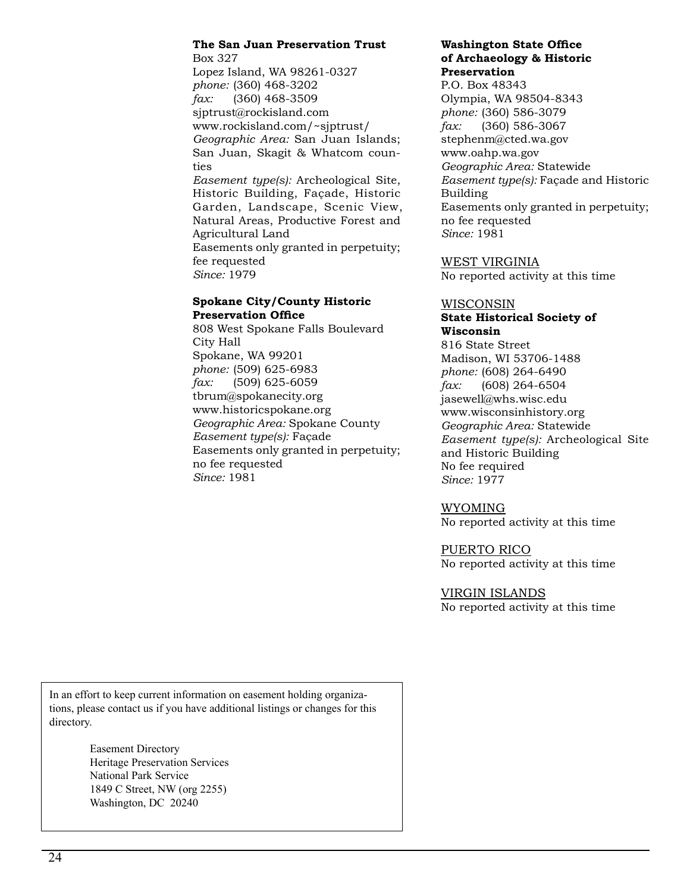**The San Juan Preservation Trust**
Box 327
Lopez Island, WA 98261-0327
*phone:* (360) 468-3202
*fax:* (360) 468-3509
sjptrust@rockisland.com
www.rockisland.com/~sjptrust/
*Geographic Area:* San Juan Islands; San Juan, Skagit & Whatcom counties
*Easement type(s):* Archeological Site, Historic Building, Façade, Historic Garden, Landscape, Scenic View, Natural Areas, Productive Forest and Agricultural Land
Easements only granted in perpetuity; fee requested
*Since:* 1979

**Spokane City/County Historic Preservation Office**
808 West Spokane Falls Boulevard
City Hall
Spokane, WA 99201
*phone:* (509) 625-6983
*fax:* (509) 625-6059
tbrum@spokanecity.org
www.historicspokane.org
*Geographic Area:* Spokane County
*Easement type(s):* Façade
Easements only granted in perpetuity; no fee requested
*Since:* 1981

**Washington State Office of Archaeology & Historic Preservation**
P.O. Box 48343
Olympia, WA 98504-8343
*phone:* (360) 586-3079
*fax:* (360) 586-3067
stephenm@cted.wa.gov
www.oahp.wa.gov
*Geographic Area:* Statewide
*Easement type(s):* Façade and Historic Building
Easements only granted in perpetuity; no fee requested
*Since:* 1981

WEST VIRGINIA
No reported activity at this time

WISCONSIN

**State Historical Society of Wisconsin**
816 State Street
Madison, WI 53706-1488
*phone:* (608) 264-6490
*fax:* (608) 264-6504
jasewell@whs.wisc.edu
www.wisconsinhistory.org
*Geographic Area:* Statewide
*Easement type(s):* Archeological Site and Historic Building
No fee required
*Since:* 1977

WYOMING
No reported activity at this time

PUERTO RICO
No reported activity at this time

VIRGIN ISLANDS
No reported activity at this time

In an effort to keep current information on easement holding organizations, please contact us if you have additional listings or changes for this directory.

Easement Directory
Heritage Preservation Services
National Park Service
1849 C Street, NW (org 2255)
Washington, DC 20240